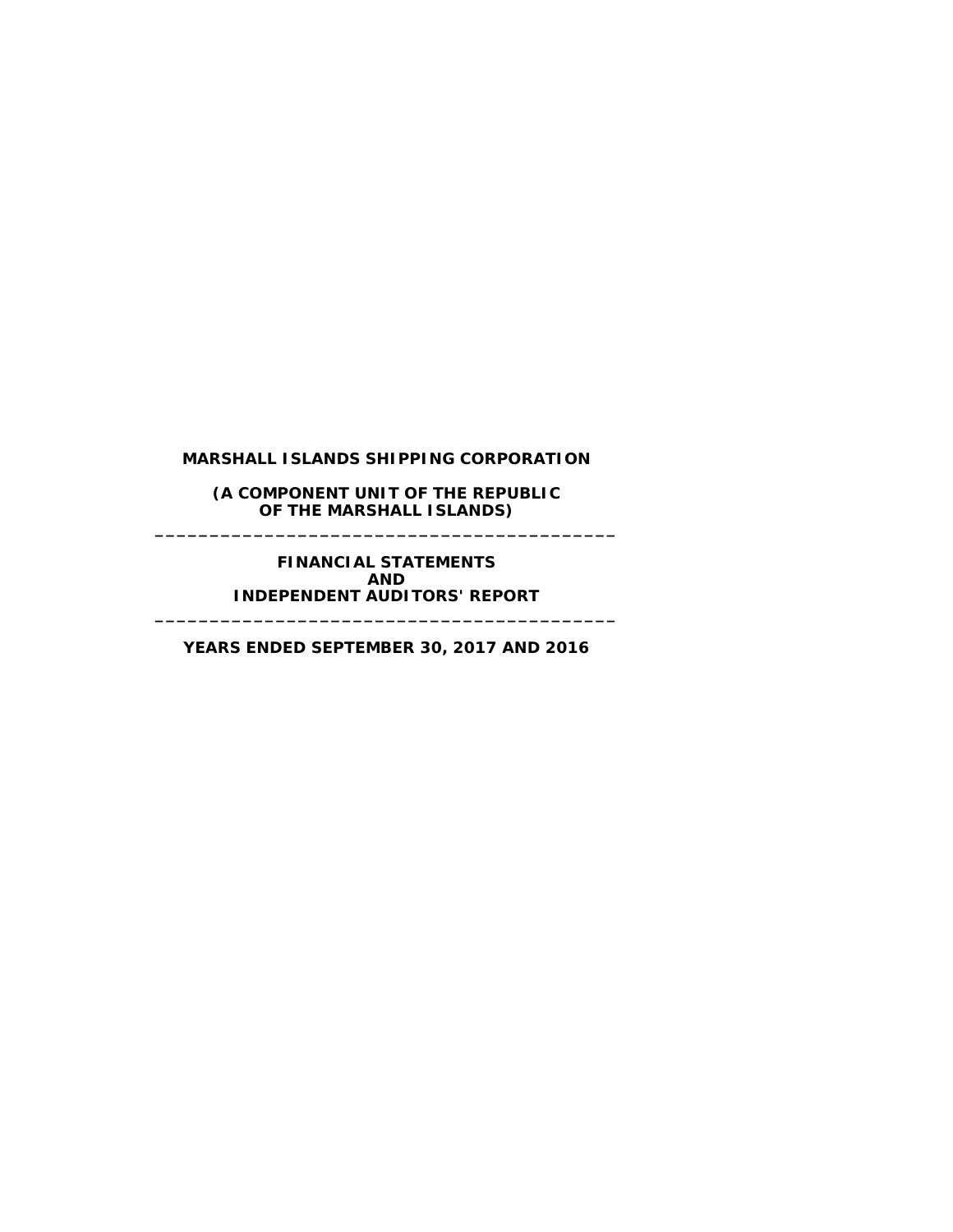# MARSHALL ISLANDS SHIPPING CORPORATION

## (A COMPONENT UNIT OF THE REPUBLIC OF THE MARSHALL ISLANDS)

---

## FINANCIAL STATEMENTS AND INDEPENDENT AUDITORS' REPORT

---

## YEARS ENDED SEPTEMBER 30, 2017 AND 2016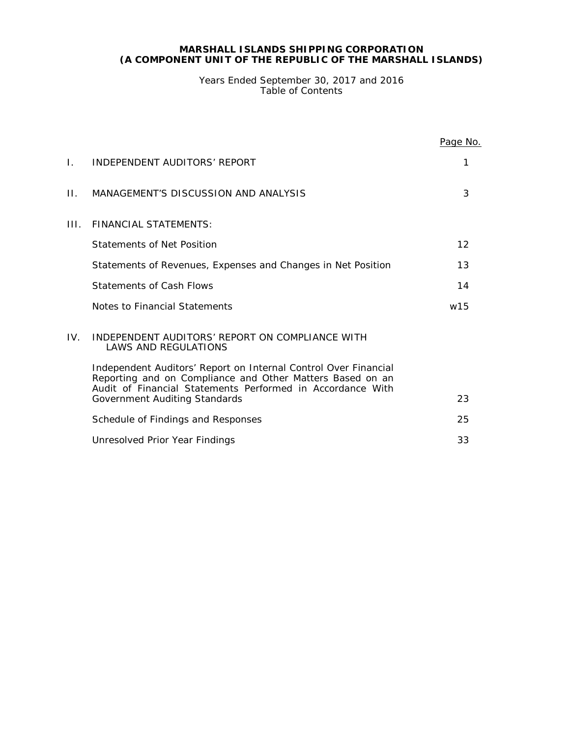**MARSHALL ISLANDS SHIPPING CORPORATION**
**(A COMPONENT UNIT OF THE REPUBLIC OF THE MARSHALL ISLANDS)**

Years Ended September 30, 2017 and 2016
Table of Contents

| | | Page No. |
|---|---|---|
| I. | INDEPENDENT AUDITORS' REPORT | 1 |
| II. | MANAGEMENT'S DISCUSSION AND ANALYSIS | 3 |
| III. | FINANCIAL STATEMENTS: | |
| | Statements of Net Position | 12 |
| | Statements of Revenues, Expenses and Changes in Net Position | 13 |
| | Statements of Cash Flows | 14 |
| | Notes to Financial Statements | w15 |
| IV. | INDEPENDENT AUDITORS' REPORT ON COMPLIANCE WITH LAWS AND REGULATIONS | |
| | Independent Auditors' Report on Internal Control Over Financial Reporting and on Compliance and Other Matters Based on an Audit of Financial Statements Performed in Accordance With Government Auditing Standards | 23 |
| | Schedule of Findings and Responses | 25 |
| | Unresolved Prior Year Findings | 33 |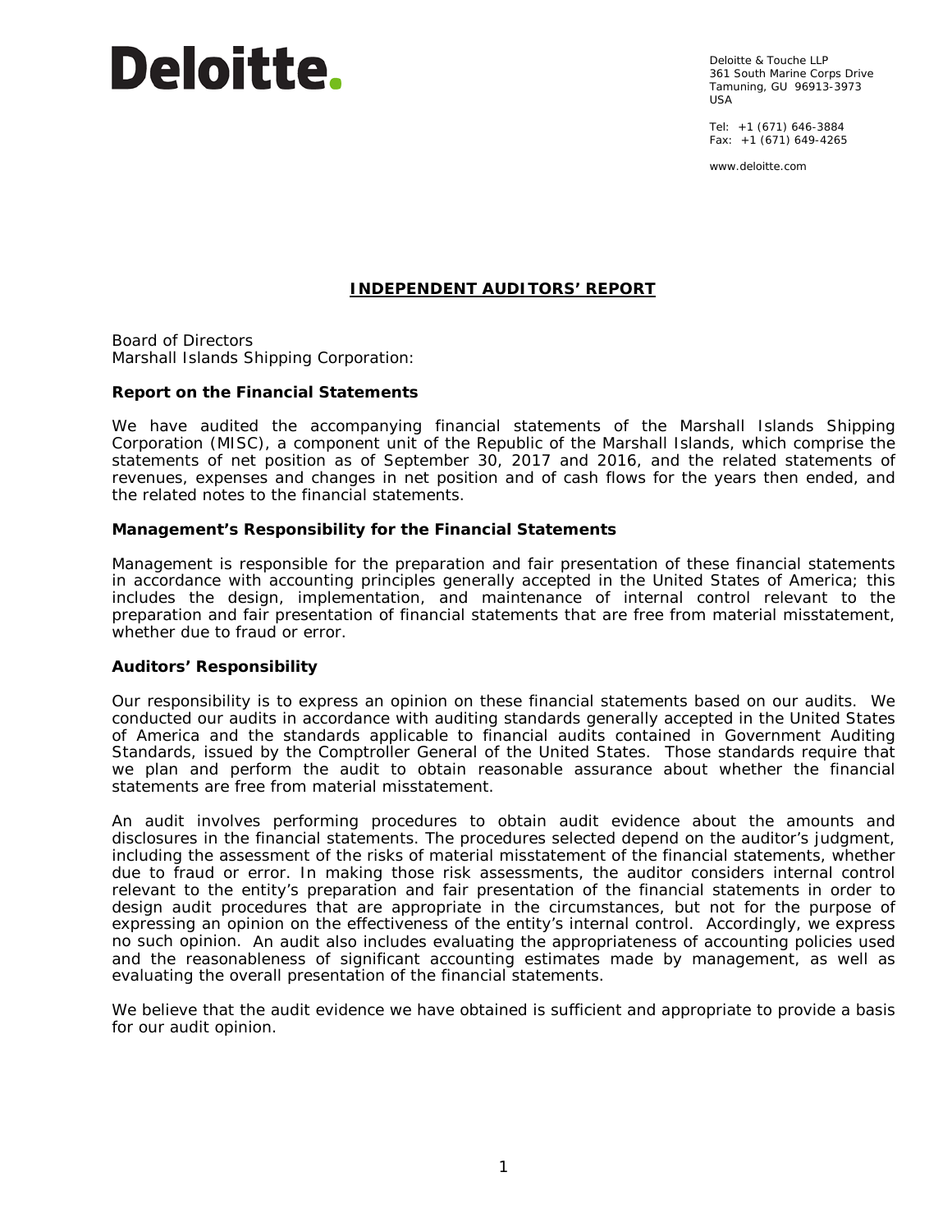Deloitte.

Deloitte & Touche LLP
361 South Marine Corps Drive
Tamuning, GU 96913-3973
USA

Tel: +1 (671) 646-3884
Fax: +1 (671) 649-4265

www.deloitte.com

# INDEPENDENT AUDITORS' REPORT

Board of Directors
Marshall Islands Shipping Corporation:

## Report on the Financial Statements

We have audited the accompanying financial statements of the Marshall Islands Shipping Corporation (MISC), a component unit of the Republic of the Marshall Islands, which comprise the statements of net position as of September 30, 2017 and 2016, and the related statements of revenues, expenses and changes in net position and of cash flows for the years then ended, and the related notes to the financial statements.

## Management's Responsibility for the Financial Statements

Management is responsible for the preparation and fair presentation of these financial statements in accordance with accounting principles generally accepted in the United States of America; this includes the design, implementation, and maintenance of internal control relevant to the preparation and fair presentation of financial statements that are free from material misstatement, whether due to fraud or error.

## Auditors' Responsibility

Our responsibility is to express an opinion on these financial statements based on our audits. We conducted our audits in accordance with auditing standards generally accepted in the United States of America and the standards applicable to financial audits contained in Government Auditing Standards, issued by the Comptroller General of the United States. Those standards require that we plan and perform the audit to obtain reasonable assurance about whether the financial statements are free from material misstatement.

An audit involves performing procedures to obtain audit evidence about the amounts and disclosures in the financial statements. The procedures selected depend on the auditor's judgment, including the assessment of the risks of material misstatement of the financial statements, whether due to fraud or error. In making those risk assessments, the auditor considers internal control relevant to the entity's preparation and fair presentation of the financial statements in order to design audit procedures that are appropriate in the circumstances, but not for the purpose of expressing an opinion on the effectiveness of the entity's internal control. Accordingly, we express no such opinion. An audit also includes evaluating the appropriateness of accounting policies used and the reasonableness of significant accounting estimates made by management, as well as evaluating the overall presentation of the financial statements.

We believe that the audit evidence we have obtained is sufficient and appropriate to provide a basis for our audit opinion.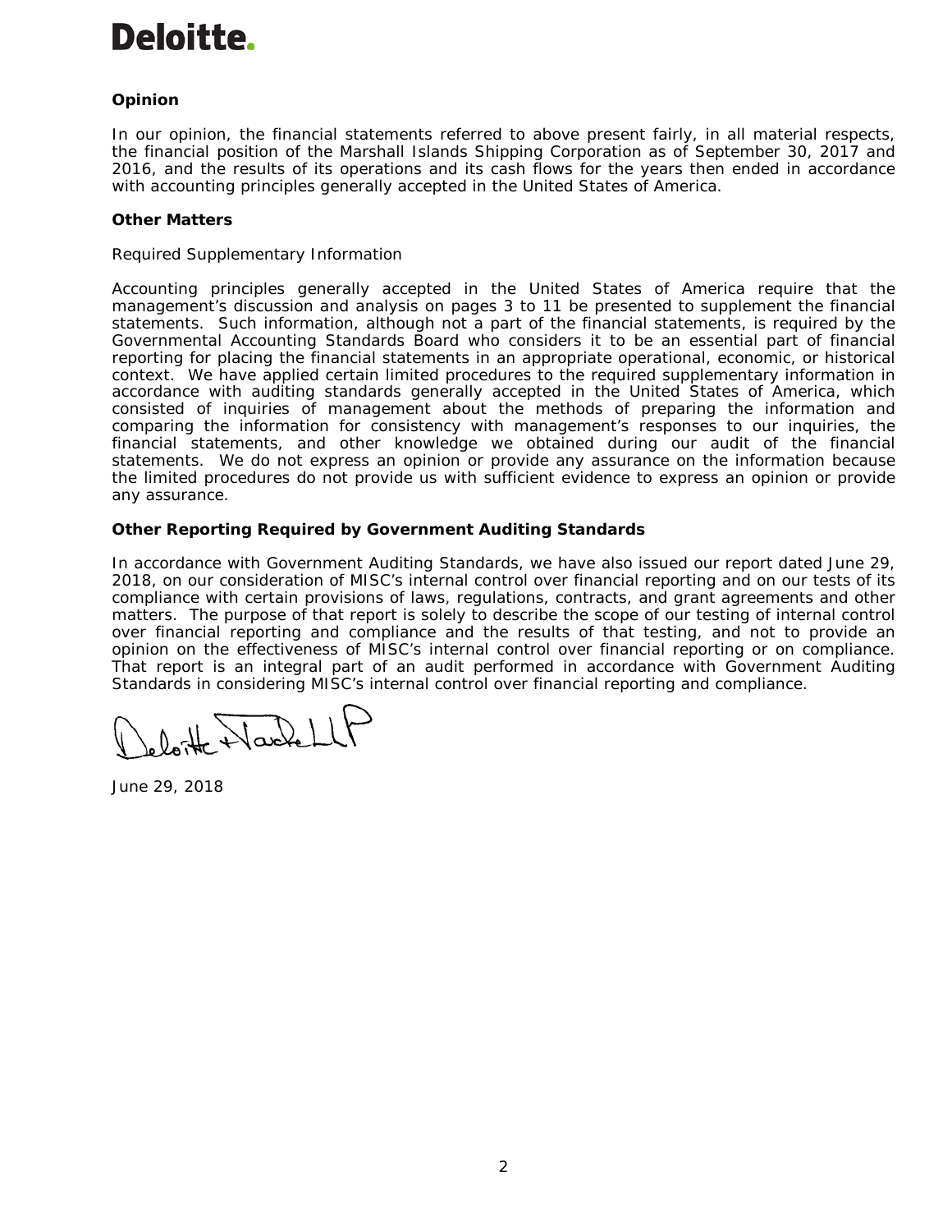Deloitte.

**Opinion**

In our opinion, the financial statements referred to above present fairly, in all material respects, the financial position of the Marshall Islands Shipping Corporation as of September 30, 2017 and 2016, and the results of its operations and its cash flows for the years then ended in accordance with accounting principles generally accepted in the United States of America.

**Other Matters**

Required Supplementary Information

Accounting principles generally accepted in the United States of America require that the management's discussion and analysis on pages 3 to 11 be presented to supplement the financial statements. Such information, although not a part of the financial statements, is required by the Governmental Accounting Standards Board who considers it to be an essential part of financial reporting for placing the financial statements in an appropriate operational, economic, or historical context. We have applied certain limited procedures to the required supplementary information in accordance with auditing standards generally accepted in the United States of America, which consisted of inquiries of management about the methods of preparing the information and comparing the information for consistency with management's responses to our inquiries, the financial statements, and other knowledge we obtained during our audit of the financial statements. We do not express an opinion or provide any assurance on the information because the limited procedures do not provide us with sufficient evidence to express an opinion or provide any assurance.

**Other Reporting Required by Government Auditing Standards**

In accordance with Government Auditing Standards, we have also issued our report dated June 29, 2018, on our consideration of MISC's internal control over financial reporting and on our tests of its compliance with certain provisions of laws, regulations, contracts, and grant agreements and other matters. The purpose of that report is solely to describe the scope of our testing of internal control over financial reporting and compliance and the results of that testing, and not to provide an opinion on the effectiveness of MISC's internal control over financial reporting or on compliance. That report is an integral part of an audit performed in accordance with Government Auditing Standards in considering MISC's internal control over financial reporting and compliance.

Deloitte & Touche LLP

June 29, 2018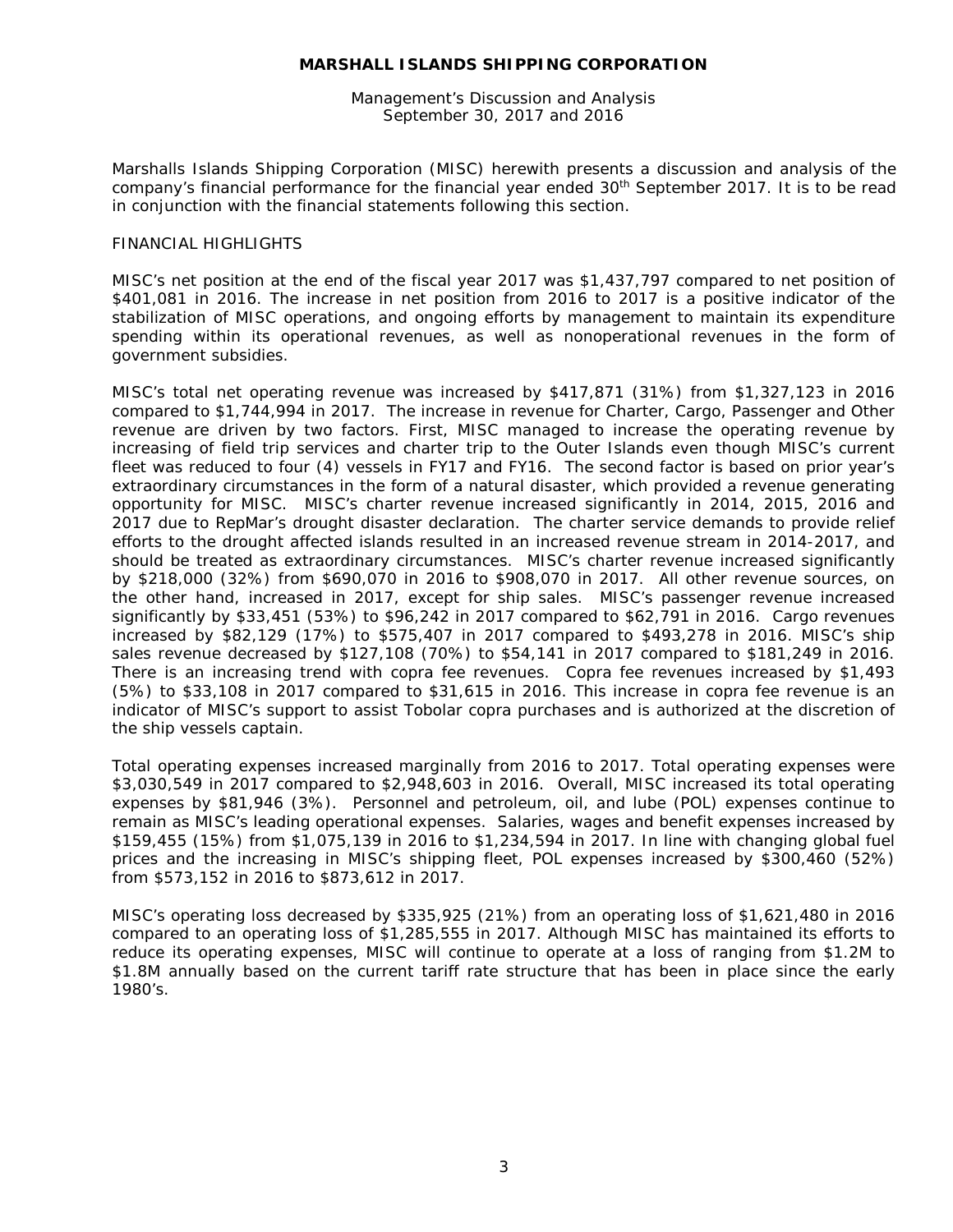# MARSHALL ISLANDS SHIPPING CORPORATION

Management's Discussion and Analysis
September 30, 2017 and 2016

Marshalls Islands Shipping Corporation (MISC) herewith presents a discussion and analysis of the company's financial performance for the financial year ended 30th September 2017. It is to be read in conjunction with the financial statements following this section.

## FINANCIAL HIGHLIGHTS

MISC's net position at the end of the fiscal year 2017 was $1,437,797 compared to net position of $401,081 in 2016. The increase in net position from 2016 to 2017 is a positive indicator of the stabilization of MISC operations, and ongoing efforts by management to maintain its expenditure spending within its operational revenues, as well as nonoperational revenues in the form of government subsidies.

MISC's total net operating revenue was increased by $417,871 (31%) from $1,327,123 in 2016 compared to $1,744,994 in 2017. The increase in revenue for Charter, Cargo, Passenger and Other revenue are driven by two factors. First, MISC managed to increase the operating revenue by increasing of field trip services and charter trip to the Outer Islands even though MISC's current fleet was reduced to four (4) vessels in FY17 and FY16. The second factor is based on prior year's extraordinary circumstances in the form of a natural disaster, which provided a revenue generating opportunity for MISC. MISC's charter revenue increased significantly in 2014, 2015, 2016 and 2017 due to RepMar's drought disaster declaration. The charter service demands to provide relief efforts to the drought affected islands resulted in an increased revenue stream in 2014-2017, and should be treated as extraordinary circumstances. MISC's charter revenue increased significantly by $218,000 (32%) from $690,070 in 2016 to $908,070 in 2017. All other revenue sources, on the other hand, increased in 2017, except for ship sales. MISC's passenger revenue increased significantly by $33,451 (53%) to $96,242 in 2017 compared to $62,791 in 2016. Cargo revenues increased by $82,129 (17%) to $575,407 in 2017 compared to $493,278 in 2016. MISC's ship sales revenue decreased by $127,108 (70%) to $54,141 in 2017 compared to $181,249 in 2016. There is an increasing trend with copra fee revenues. Copra fee revenues increased by $1,493 (5%) to $33,108 in 2017 compared to $31,615 in 2016. This increase in copra fee revenue is an indicator of MISC's support to assist Tobolar copra purchases and is authorized at the discretion of the ship vessels captain.

Total operating expenses increased marginally from 2016 to 2017. Total operating expenses were $3,030,549 in 2017 compared to $2,948,603 in 2016. Overall, MISC increased its total operating expenses by $81,946 (3%). Personnel and petroleum, oil, and lube (POL) expenses continue to remain as MISC's leading operational expenses. Salaries, wages and benefit expenses increased by $159,455 (15%) from $1,075,139 in 2016 to $1,234,594 in 2017. In line with changing global fuel prices and the increasing in MISC's shipping fleet, POL expenses increased by $300,460 (52%) from $573,152 in 2016 to $873,612 in 2017.

MISC's operating loss decreased by $335,925 (21%) from an operating loss of $1,621,480 in 2016 compared to an operating loss of $1,285,555 in 2017. Although MISC has maintained its efforts to reduce its operating expenses, MISC will continue to operate at a loss of ranging from $1.2M to $1.8M annually based on the current tariff rate structure that has been in place since the early 1980's.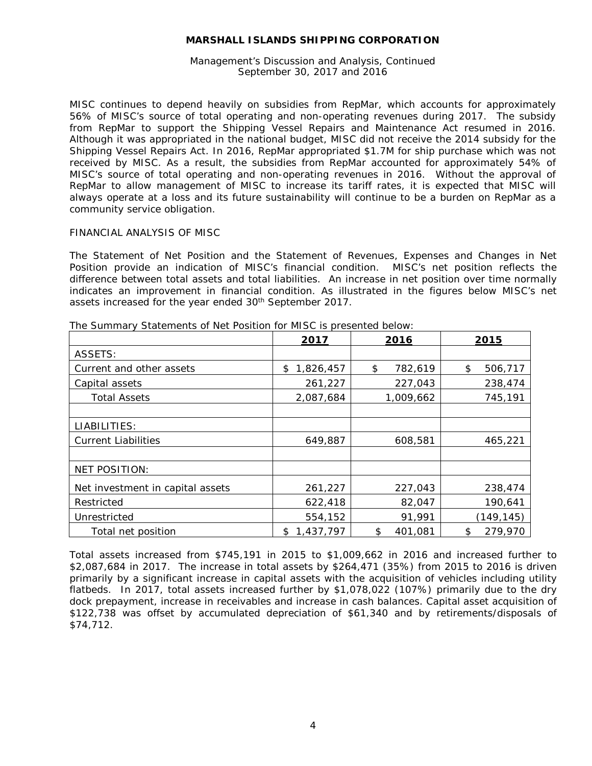MISC continues to depend heavily on subsidies from RepMar, which accounts for approximately 56% of MISC's source of total operating and non-operating revenues during 2017. The subsidy from RepMar to support the Shipping Vessel Repairs and Maintenance Act resumed in 2016. Although it was appropriated in the national budget, MISC did not receive the 2014 subsidy for the Shipping Vessel Repairs Act. In 2016, RepMar appropriated $1.7M for ship purchase which was not received by MISC. As a result, the subsidies from RepMar accounted for approximately 54% of MISC's source of total operating and non-operating revenues in 2016. Without the approval of RepMar to allow management of MISC to increase its tariff rates, it is expected that MISC will always operate at a loss and its future sustainability will continue to be a burden on RepMar as a community service obligation.

FINANCIAL ANALYSIS OF MISC

The Statement of Net Position and the Statement of Revenues, Expenses and Changes in Net Position provide an indication of MISC's financial condition. MISC's net position reflects the difference between total assets and total liabilities. An increase in net position over time normally indicates an improvement in financial condition. As illustrated in the figures below MISC's net assets increased for the year ended 30th September 2017.

The Summary Statements of Net Position for MISC is presented below:

| | 2017 | 2016 | 2015 |
|---|---|---|---|
| ASSETS: | | | |
| Current and other assets | $ 1,826,457 | $ 782,619 | $ 506,717 |
| Capital assets | 261,227 | 227,043 | 238,474 |
| Total Assets | 2,087,684 | 1,009,662 | 745,191 |
| | | | |
| LIABILITIES: | | | |
| Current Liabilities | 649,887 | 608,581 | 465,221 |
| | | | |
| NET POSITION: | | | |
| Net investment in capital assets | 261,227 | 227,043 | 238,474 |
| Restricted | 622,418 | 82,047 | 190,641 |
| Unrestricted | 554,152 | 91,991 | (149,145) |
| Total net position | $ 1,437,797 | $ 401,081 | $ 279,970 |

Total assets increased from $745,191 in 2015 to $1,009,662 in 2016 and increased further to $2,087,684 in 2017. The increase in total assets by $264,471 (35%) from 2015 to 2016 is driven primarily by a significant increase in capital assets with the acquisition of vehicles including utility flatbeds. In 2017, total assets increased further by $1,078,022 (107%) primarily due to the dry dock prepayment, increase in receivables and increase in cash balances. Capital asset acquisition of $122,738 was offset by accumulated depreciation of $61,340 and by retirements/disposals of $74,712.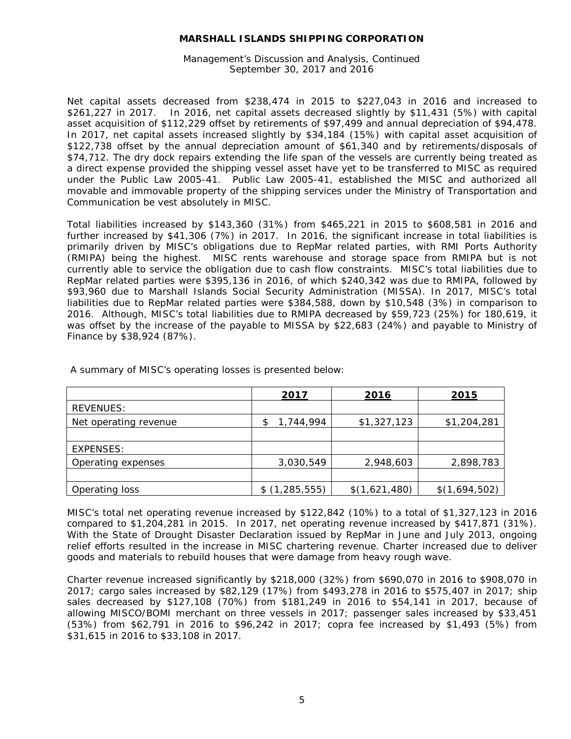Net capital assets decreased from $238,474 in 2015 to $227,043 in 2016 and increased to $261,227 in 2017. In 2016, net capital assets decreased slightly by $11,431 (5%) with capital asset acquisition of $112,229 offset by retirements of $97,499 and annual depreciation of $94,478. In 2017, net capital assets increased slightly by $34,184 (15%) with capital asset acquisition of $122,738 offset by the annual depreciation amount of $61,340 and by retirements/disposals of $74,712. The dry dock repairs extending the life span of the vessels are currently being treated as a direct expense provided the shipping vessel asset have yet to be transferred to MISC as required under the Public Law 2005-41. Public Law 2005-41, established the MISC and authorized all movable and immovable property of the shipping services under the Ministry of Transportation and Communication be vest absolutely in MISC.

Total liabilities increased by $143,360 (31%) from $465,221 in 2015 to $608,581 in 2016 and further increased by $41,306 (7%) in 2017. In 2016, the significant increase in total liabilities is primarily driven by MISC's obligations due to RepMar related parties, with RMI Ports Authority (RMIPA) being the highest. MISC rents warehouse and storage space from RMIPA but is not currently able to service the obligation due to cash flow constraints. MISC's total liabilities due to RepMar related parties were $395,136 in 2016, of which $240,342 was due to RMIPA, followed by $93,960 due to Marshall Islands Social Security Administration (MISSA). In 2017, MISC's total liabilities due to RepMar related parties were $384,588, down by $10,548 (3%) in comparison to 2016. Although, MISC's total liabilities due to RMIPA decreased by $59,723 (25%) for 180,619, it was offset by the increase of the payable to MISSA by $22,683 (24%) and payable to Ministry of Finance by $38,924 (87%).

A summary of MISC's operating losses is presented below:

| | 2017 | 2016 | 2015 |
|---|---|---|---|
| REVENUES: | | | |
| Net operating revenue | $ 1,744,994 | $1,327,123 | $1,204,281 |
| | | | |
| EXPENSES: | | | |
| Operating expenses | 3,030,549 | 2,948,603 | 2,898,783 |
| | | | |
| Operating loss | $ (1,285,555) | $(1,621,480) | $(1,694,502) |

MISC's total net operating revenue increased by $122,842 (10%) to a total of $1,327,123 in 2016 compared to $1,204,281 in 2015. In 2017, net operating revenue increased by $417,871 (31%). With the State of Drought Disaster Declaration issued by RepMar in June and July 2013, ongoing relief efforts resulted in the increase in MISC chartering revenue. Charter increased due to deliver goods and materials to rebuild houses that were damage from heavy rough wave.

Charter revenue increased significantly by $218,000 (32%) from $690,070 in 2016 to $908,070 in 2017; cargo sales increased by $82,129 (17%) from $493,278 in 2016 to $575,407 in 2017; ship sales decreased by $127,108 (70%) from $181,249 in 2016 to $54,141 in 2017, because of allowing MISCO/BOMI merchant on three vessels in 2017; passenger sales increased by $33,451 (53%) from $62,791 in 2016 to $96,242 in 2017; copra fee increased by $1,493 (5%) from $31,615 in 2016 to $33,108 in 2017.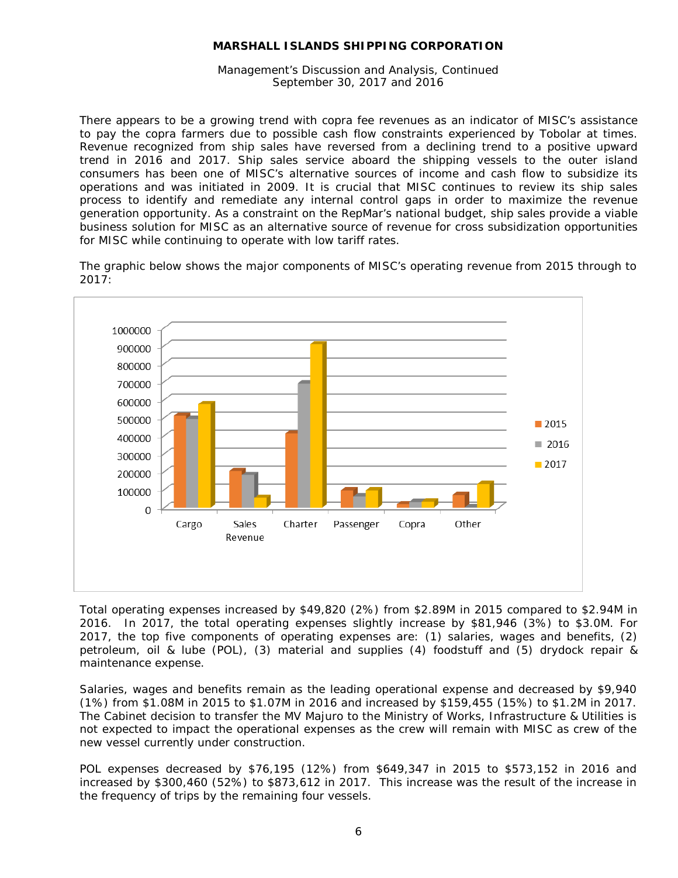There appears to be a growing trend with copra fee revenues as an indicator of MISC's assistance to pay the copra farmers due to possible cash flow constraints experienced by Tobolar at times. Revenue recognized from ship sales have reversed from a declining trend to a positive upward trend in 2016 and 2017. Ship sales service aboard the shipping vessels to the outer island consumers has been one of MISC's alternative sources of income and cash flow to subsidize its operations and was initiated in 2009. It is crucial that MISC continues to review its ship sales process to identify and remediate any internal control gaps in order to maximize the revenue generation opportunity. As a constraint on the RepMar's national budget, ship sales provide a viable business solution for MISC as an alternative source of revenue for cross subsidization opportunities for MISC while continuing to operate with low tariff rates.

The graphic below shows the major components of MISC's operating revenue from 2015 through to 2017:

Total operating expenses increased by $49,820 (2%) from $2.89M in 2015 compared to $2.94M in 2016. In 2017, the total operating expenses slightly increase by $81,946 (3%) to $3.0M. For 2017, the top five components of operating expenses are: (1) salaries, wages and benefits, (2) petroleum, oil & lube (POL), (3) material and supplies (4) foodstuff and (5) drydock repair & maintenance expense.

Salaries, wages and benefits remain as the leading operational expense and decreased by $9,940 (1%) from $1.08M in 2015 to $1.07M in 2016 and increased by $159,455 (15%) to $1.2M in 2017. The Cabinet decision to transfer the MV Majuro to the Ministry of Works, Infrastructure & Utilities is not expected to impact the operational expenses as the crew will remain with MISC as crew of the new vessel currently under construction.

POL expenses decreased by $76,195 (12%) from $649,347 in 2015 to $573,152 in 2016 and increased by $300,460 (52%) to $873,612 in 2017. This increase was the result of the increase in the frequency of trips by the remaining four vessels.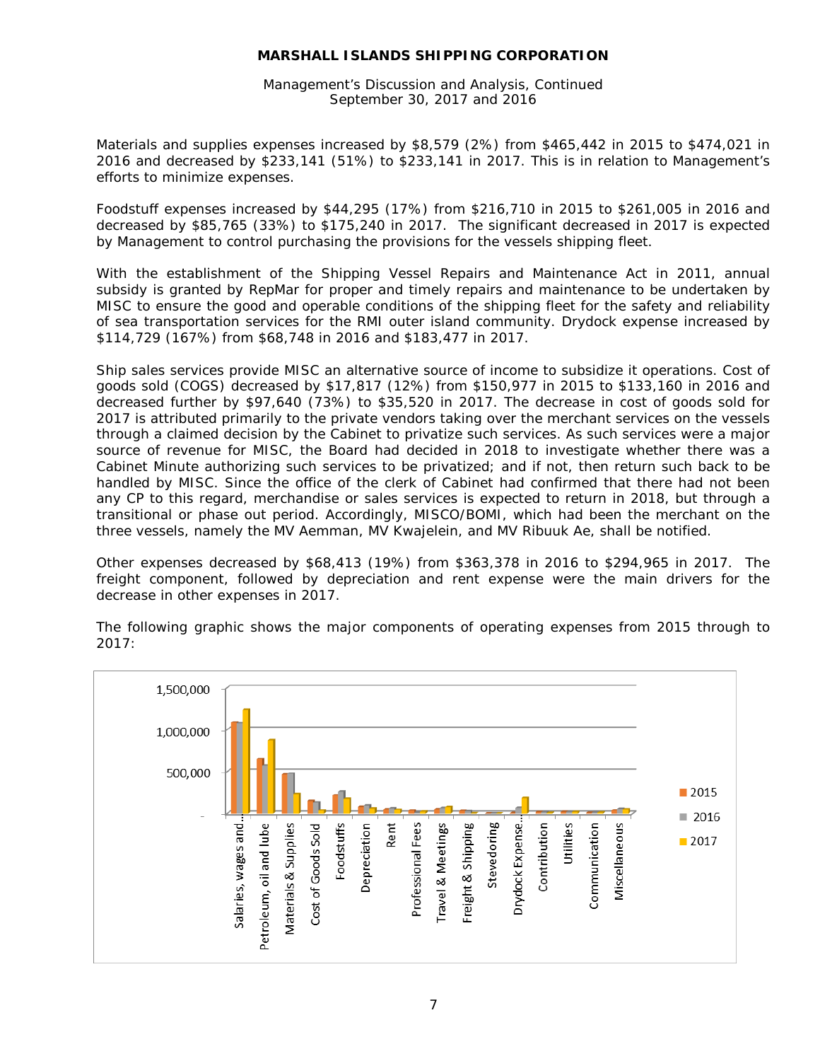Materials and supplies expenses increased by $8,579 (2%) from $465,442 in 2015 to $474,021 in 2016 and decreased by $233,141 (51%) to $233,141 in 2017. This is in relation to Management's efforts to minimize expenses.

Foodstuff expenses increased by $44,295 (17%) from $216,710 in 2015 to $261,005 in 2016 and decreased by $85,765 (33%) to $175,240 in 2017. The significant decreased in 2017 is expected by Management to control purchasing the provisions for the vessels shipping fleet.

With the establishment of the Shipping Vessel Repairs and Maintenance Act in 2011, annual subsidy is granted by RepMar for proper and timely repairs and maintenance to be undertaken by MISC to ensure the good and operable conditions of the shipping fleet for the safety and reliability of sea transportation services for the RMI outer island community. Drydock expense increased by $114,729 (167%) from $68,748 in 2016 and $183,477 in 2017.

Ship sales services provide MISC an alternative source of income to subsidize it operations. Cost of goods sold (COGS) decreased by $17,817 (12%) from $150,977 in 2015 to $133,160 in 2016 and decreased further by $97,640 (73%) to $35,520 in 2017. The decrease in cost of goods sold for 2017 is attributed primarily to the private vendors taking over the merchant services on the vessels through a claimed decision by the Cabinet to privatize such services. As such services were a major source of revenue for MISC, the Board had decided in 2018 to investigate whether there was a Cabinet Minute authorizing such services to be privatized; and if not, then return such back to be handled by MISC. Since the office of the clerk of Cabinet had confirmed that there had not been any CP to this regard, merchandise or sales services is expected to return in 2018, but through a transitional or phase out period. Accordingly, MISCO/BOMI, which had been the merchant on the three vessels, namely the MV Aemman, MV Kwajelein, and MV Ribuuk Ae, shall be notified.

Other expenses decreased by $68,413 (19%) from $363,378 in 2016 to $294,965 in 2017. The freight component, followed by depreciation and rent expense were the main drivers for the decrease in other expenses in 2017.

The following graphic shows the major components of operating expenses from 2015 through to 2017: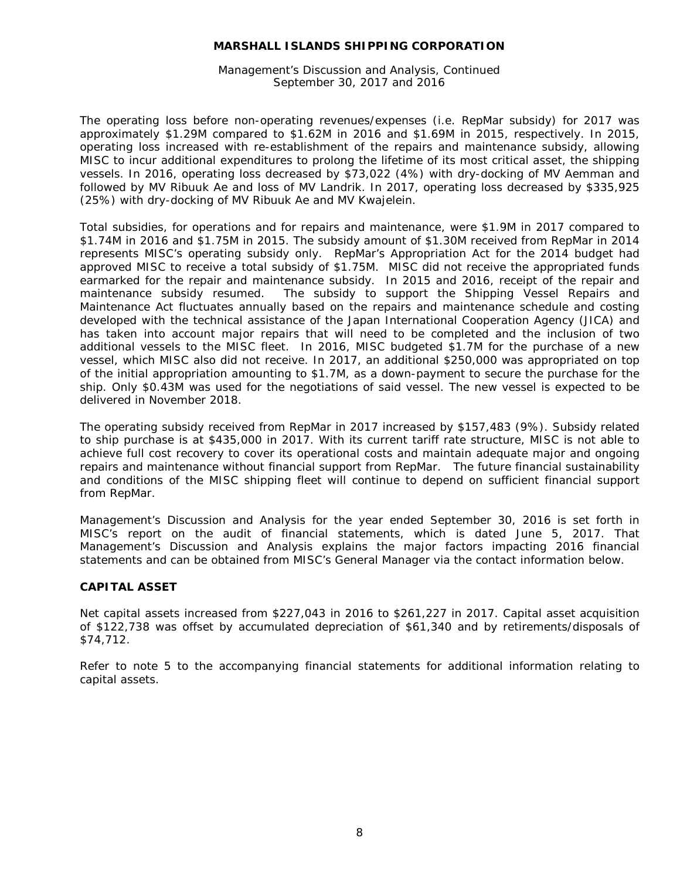The operating loss before non-operating revenues/expenses (i.e. RepMar subsidy) for 2017 was approximately $1.29M compared to $1.62M in 2016 and $1.69M in 2015, respectively. In 2015, operating loss increased with re-establishment of the repairs and maintenance subsidy, allowing MISC to incur additional expenditures to prolong the lifetime of its most critical asset, the shipping vessels. In 2016, operating loss decreased by $73,022 (4%) with dry-docking of MV Aemman and followed by MV Ribuuk Ae and loss of MV Landrik. In 2017, operating loss decreased by $335,925 (25%) with dry-docking of MV Ribuuk Ae and MV Kwajelein.

Total subsidies, for operations and for repairs and maintenance, were $1.9M in 2017 compared to $1.74M in 2016 and $1.75M in 2015. The subsidy amount of $1.30M received from RepMar in 2014 represents MISC's operating subsidy only. RepMar's Appropriation Act for the 2014 budget had approved MISC to receive a total subsidy of $1.75M. MISC did not receive the appropriated funds earmarked for the repair and maintenance subsidy. In 2015 and 2016, receipt of the repair and maintenance subsidy resumed. The subsidy to support the Shipping Vessel Repairs and Maintenance Act fluctuates annually based on the repairs and maintenance schedule and costing developed with the technical assistance of the Japan International Cooperation Agency (JICA) and has taken into account major repairs that will need to be completed and the inclusion of two additional vessels to the MISC fleet. In 2016, MISC budgeted $1.7M for the purchase of a new vessel, which MISC also did not receive. In 2017, an additional $250,000 was appropriated on top of the initial appropriation amounting to $1.7M, as a down-payment to secure the purchase for the ship. Only $0.43M was used for the negotiations of said vessel. The new vessel is expected to be delivered in November 2018.

The operating subsidy received from RepMar in 2017 increased by $157,483 (9%). Subsidy related to ship purchase is at $435,000 in 2017. With its current tariff rate structure, MISC is not able to achieve full cost recovery to cover its operational costs and maintain adequate major and ongoing repairs and maintenance without financial support from RepMar. The future financial sustainability and conditions of the MISC shipping fleet will continue to depend on sufficient financial support from RepMar.

Management's Discussion and Analysis for the year ended September 30, 2016 is set forth in MISC's report on the audit of financial statements, which is dated June 5, 2017. That Management's Discussion and Analysis explains the major factors impacting 2016 financial statements and can be obtained from MISC's General Manager via the contact information below.

## CAPITAL ASSET

Net capital assets increased from $227,043 in 2016 to $261,227 in 2017. Capital asset acquisition of $122,738 was offset by accumulated depreciation of $61,340 and by retirements/disposals of $74,712.

Refer to note 5 to the accompanying financial statements for additional information relating to capital assets.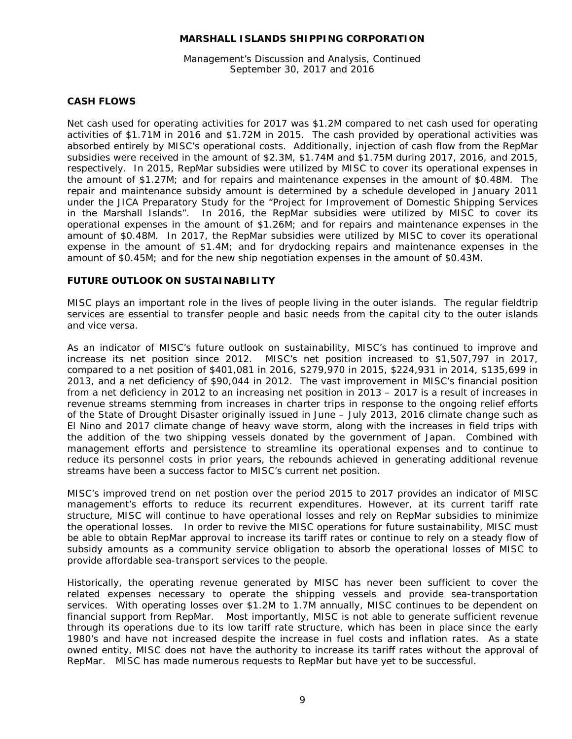## CASH FLOWS

Net cash used for operating activities for 2017 was $1.2M compared to net cash used for operating activities of $1.71M in 2016 and $1.72M in 2015. The cash provided by operational activities was absorbed entirely by MISC's operational costs. Additionally, injection of cash flow from the RepMar subsidies were received in the amount of $2.3M, $1.74M and $1.75M during 2017, 2016, and 2015, respectively. In 2015, RepMar subsidies were utilized by MISC to cover its operational expenses in the amount of $1.27M; and for repairs and maintenance expenses in the amount of $0.48M. The repair and maintenance subsidy amount is determined by a schedule developed in January 2011 under the JICA Preparatory Study for the "Project for Improvement of Domestic Shipping Services in the Marshall Islands". In 2016, the RepMar subsidies were utilized by MISC to cover its operational expenses in the amount of $1.26M; and for repairs and maintenance expenses in the amount of $0.48M. In 2017, the RepMar subsidies were utilized by MISC to cover its operational expense in the amount of $1.4M; and for drydocking repairs and maintenance expenses in the amount of $0.45M; and for the new ship negotiation expenses in the amount of $0.43M.

## FUTURE OUTLOOK ON SUSTAINABILITY

MISC plays an important role in the lives of people living in the outer islands. The regular fieldtrip services are essential to transfer people and basic needs from the capital city to the outer islands and vice versa.

As an indicator of MISC's future outlook on sustainability, MISC's has continued to improve and increase its net position since 2012. MISC's net position increased to $1,507,797 in 2017, compared to a net position of $401,081 in 2016, $279,970 in 2015, $224,931 in 2014, $135,699 in 2013, and a net deficiency of $90,044 in 2012. The vast improvement in MISC's financial position from a net deficiency in 2012 to an increasing net position in 2013 – 2017 is a result of increases in revenue streams stemming from increases in charter trips in response to the ongoing relief efforts of the State of Drought Disaster originally issued in June – July 2013, 2016 climate change such as El Nino and 2017 climate change of heavy wave storm, along with the increases in field trips with the addition of the two shipping vessels donated by the government of Japan. Combined with management efforts and persistence to streamline its operational expenses and to continue to reduce its personnel costs in prior years, the rebounds achieved in generating additional revenue streams have been a success factor to MISC's current net position.

MISC's improved trend on net postion over the period 2015 to 2017 provides an indicator of MISC management's efforts to reduce its recurrent expenditures. However, at its current tariff rate structure, MISC will continue to have operational losses and rely on RepMar subsidies to minimize the operational losses. In order to revive the MISC operations for future sustainability, MISC must be able to obtain RepMar approval to increase its tariff rates or continue to rely on a steady flow of subsidy amounts as a community service obligation to absorb the operational losses of MISC to provide affordable sea-transport services to the people.

Historically, the operating revenue generated by MISC has never been sufficient to cover the related expenses necessary to operate the shipping vessels and provide sea-transportation services. With operating losses over $1.2M to 1.7M annually, MISC continues to be dependent on financial support from RepMar. Most importantly, MISC is not able to generate sufficient revenue through its operations due to its low tariff rate structure, which has been in place since the early 1980's and have not increased despite the increase in fuel costs and inflation rates. As a state owned entity, MISC does not have the authority to increase its tariff rates without the approval of RepMar. MISC has made numerous requests to RepMar but have yet to be successful.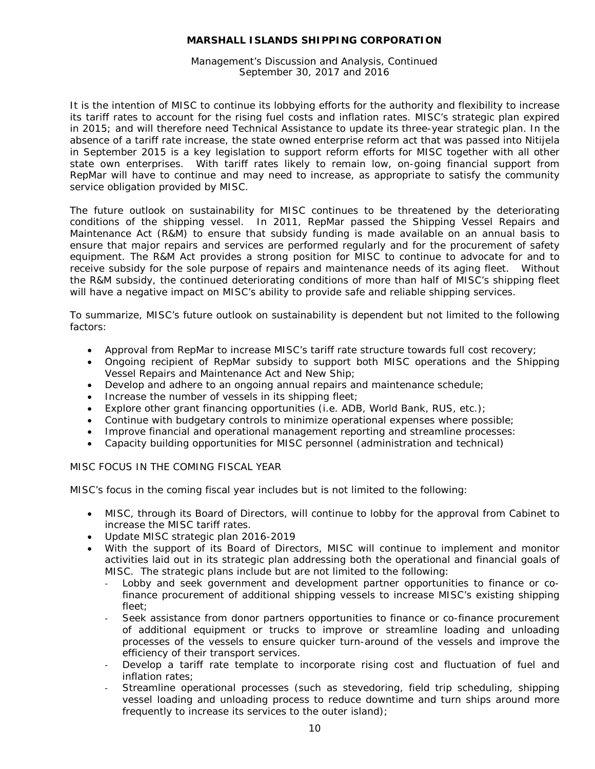It is the intention of MISC to continue its lobbying efforts for the authority and flexibility to increase its tariff rates to account for the rising fuel costs and inflation rates. MISC's strategic plan expired in 2015; and will therefore need Technical Assistance to update its three-year strategic plan. In the absence of a tariff rate increase, the state owned enterprise reform act that was passed into Nitijela in September 2015 is a key legislation to support reform efforts for MISC together with all other state own enterprises. With tariff rates likely to remain low, on-going financial support from RepMar will have to continue and may need to increase, as appropriate to satisfy the community service obligation provided by MISC.

The future outlook on sustainability for MISC continues to be threatened by the deteriorating conditions of the shipping vessel. In 2011, RepMar passed the Shipping Vessel Repairs and Maintenance Act (R&M) to ensure that subsidy funding is made available on an annual basis to ensure that major repairs and services are performed regularly and for the procurement of safety equipment. The R&M Act provides a strong position for MISC to continue to advocate for and to receive subsidy for the sole purpose of repairs and maintenance needs of its aging fleet. Without the R&M subsidy, the continued deteriorating conditions of more than half of MISC's shipping fleet will have a negative impact on MISC's ability to provide safe and reliable shipping services.

To summarize, MISC's future outlook on sustainability is dependent but not limited to the following factors:

- Approval from RepMar to increase MISC's tariff rate structure towards full cost recovery;
- Ongoing recipient of RepMar subsidy to support both MISC operations and the Shipping Vessel Repairs and Maintenance Act and New Ship;
- Develop and adhere to an ongoing annual repairs and maintenance schedule;
- Increase the number of vessels in its shipping fleet;
- Explore other grant financing opportunities (i.e. ADB, World Bank, RUS, etc.);
- Continue with budgetary controls to minimize operational expenses where possible;
- Improve financial and operational management reporting and streamline processes:
- Capacity building opportunities for MISC personnel (administration and technical)

MISC FOCUS IN THE COMING FISCAL YEAR

MISC's focus in the coming fiscal year includes but is not limited to the following:

- MISC, through its Board of Directors, will continue to lobby for the approval from Cabinet to increase the MISC tariff rates.
- Update MISC strategic plan 2016-2019
- With the support of its Board of Directors, MISC will continue to implement and monitor activities laid out in its strategic plan addressing both the operational and financial goals of MISC. The strategic plans include but are not limited to the following:
  - Lobby and seek government and development partner opportunities to finance or co-finance procurement of additional shipping vessels to increase MISC's existing shipping fleet;
  - Seek assistance from donor partners opportunities to finance or co-finance procurement of additional equipment or trucks to improve or streamline loading and unloading processes of the vessels to ensure quicker turn-around of the vessels and improve the efficiency of their transport services.
  - Develop a tariff rate template to incorporate rising cost and fluctuation of fuel and inflation rates;
  - Streamline operational processes (such as stevedoring, field trip scheduling, shipping vessel loading and unloading process to reduce downtime and turn ships around more frequently to increase its services to the outer island);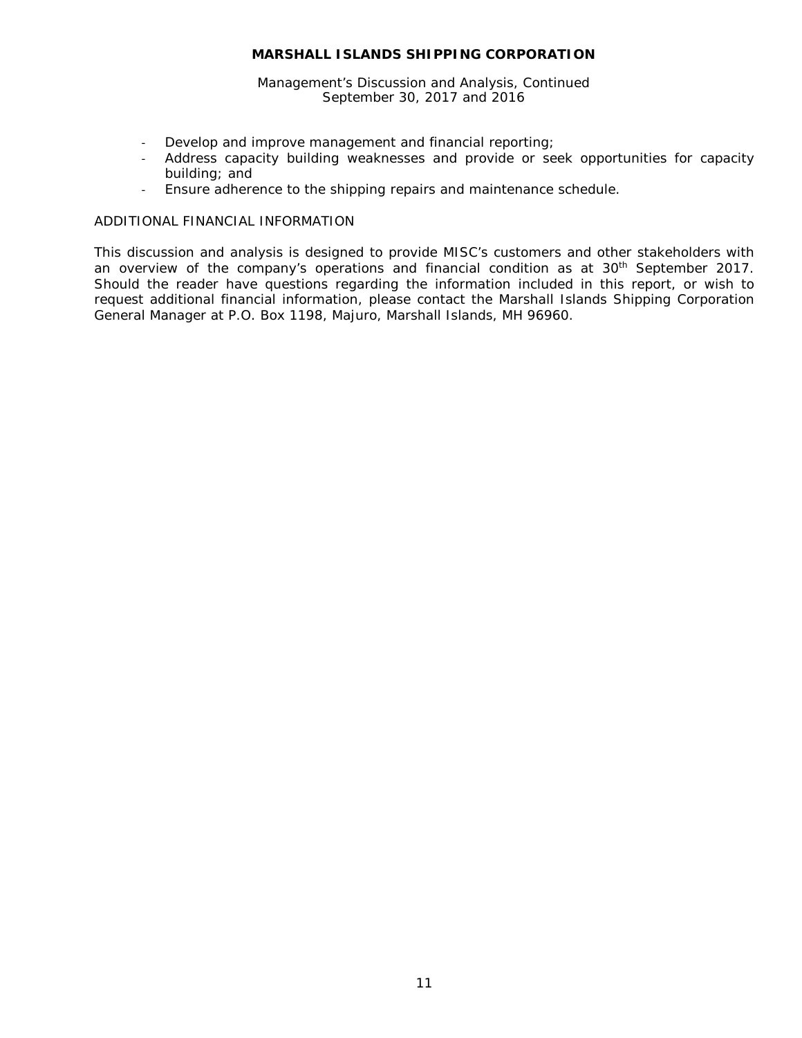- Develop and improve management and financial reporting;
- Address capacity building weaknesses and provide or seek opportunities for capacity building; and
- Ensure adherence to the shipping repairs and maintenance schedule.

ADDITIONAL FINANCIAL INFORMATION

This discussion and analysis is designed to provide MISC's customers and other stakeholders with an overview of the company's operations and financial condition as at 30th September 2017. Should the reader have questions regarding the information included in this report, or wish to request additional financial information, please contact the Marshall Islands Shipping Corporation General Manager at P.O. Box 1198, Majuro, Marshall Islands, MH 96960.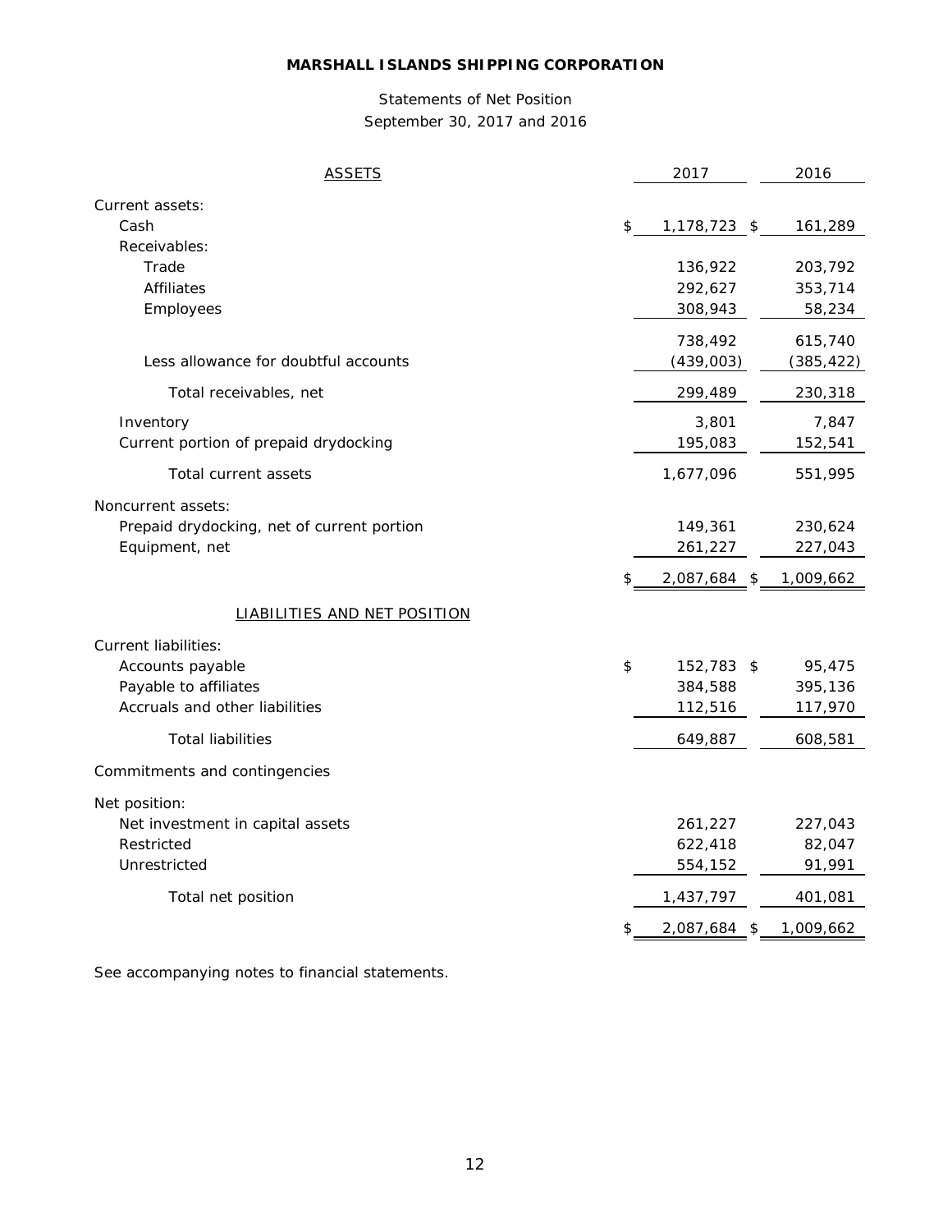# MARSHALL ISLANDS SHIPPING CORPORATION

## Statements of Net Position

### September 30, 2017 and 2016

| ASSETS | 2017 | 2016 |
|---|---|---|
| Current assets: | | |
| Cash | $ 1,178,723 | $ 161,289 |
| Receivables: | | |
| Trade | 136,922 | 203,792 |
| Affiliates | 292,627 | 353,714 |
| Employees | 308,943 | 58,234 |
| | 738,492 | 615,740 |
| Less allowance for doubtful accounts | (439,003) | (385,422) |
| Total receivables, net | 299,489 | 230,318 |
| Inventory | 3,801 | 7,847 |
| Current portion of prepaid drydocking | 195,083 | 152,541 |
| Total current assets | 1,677,096 | 551,995 |
| Noncurrent assets: | | |
| Prepaid drydocking, net of current portion | 149,361 | 230,624 |
| Equipment, net | 261,227 | 227,043 |
| | $ 2,087,684 | $ 1,009,662 |
| **LIABILITIES AND NET POSITION** | | |
| Current liabilities: | | |
| Accounts payable | $ 152,783 | $ 95,475 |
| Payable to affiliates | 384,588 | 395,136 |
| Accruals and other liabilities | 112,516 | 117,970 |
| Total liabilities | 649,887 | 608,581 |
| Commitments and contingencies | | |
| Net position: | | |
| Net investment in capital assets | 261,227 | 227,043 |
| Restricted | 622,418 | 82,047 |
| Unrestricted | 554,152 | 91,991 |
| Total net position | 1,437,797 | 401,081 |
| | $ 2,087,684 | $ 1,009,662 |

See accompanying notes to financial statements.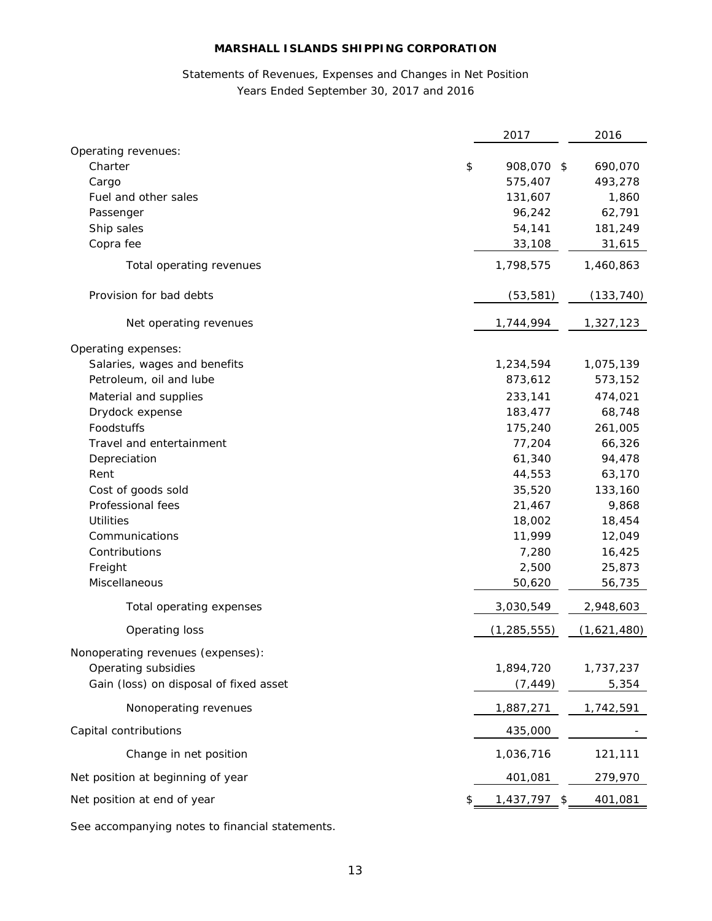# MARSHALL ISLANDS SHIPPING CORPORATION

## Statements of Revenues, Expenses and Changes in Net Position
## Years Ended September 30, 2017 and 2016

| | 2017 | 2016 |
|---|---|---|
| Operating revenues: | | |
| Charter | $ 908,070 | $ 690,070 |
| Cargo | 575,407 | 493,278 |
| Fuel and other sales | 131,607 | 1,860 |
| Passenger | 96,242 | 62,791 |
| Ship sales | 54,141 | 181,249 |
| Copra fee | 33,108 | 31,615 |
| Total operating revenues | 1,798,575 | 1,460,863 |
| Provision for bad debts | (53,581) | (133,740) |
| Net operating revenues | 1,744,994 | 1,327,123 |
| Operating expenses: | | |
| Salaries, wages and benefits | 1,234,594 | 1,075,139 |
| Petroleum, oil and lube | 873,612 | 573,152 |
| Material and supplies | 233,141 | 474,021 |
| Drydock expense | 183,477 | 68,748 |
| Foodstuffs | 175,240 | 261,005 |
| Travel and entertainment | 77,204 | 66,326 |
| Depreciation | 61,340 | 94,478 |
| Rent | 44,553 | 63,170 |
| Cost of goods sold | 35,520 | 133,160 |
| Professional fees | 21,467 | 9,868 |
| Utilities | 18,002 | 18,454 |
| Communications | 11,999 | 12,049 |
| Contributions | 7,280 | 16,425 |
| Freight | 2,500 | 25,873 |
| Miscellaneous | 50,620 | 56,735 |
| Total operating expenses | 3,030,549 | 2,948,603 |
| Operating loss | (1,285,555) | (1,621,480) |
| Nonoperating revenues (expenses): | | |
| Operating subsidies | 1,894,720 | 1,737,237 |
| Gain (loss) on disposal of fixed asset | (7,449) | 5,354 |
| Nonoperating revenues | 1,887,271 | 1,742,591 |
| Capital contributions | 435,000 | - |
| Change in net position | 1,036,716 | 121,111 |
| Net position at beginning of year | 401,081 | 279,970 |
| Net position at end of year | $ 1,437,797 | $ 401,081 |

See accompanying notes to financial statements.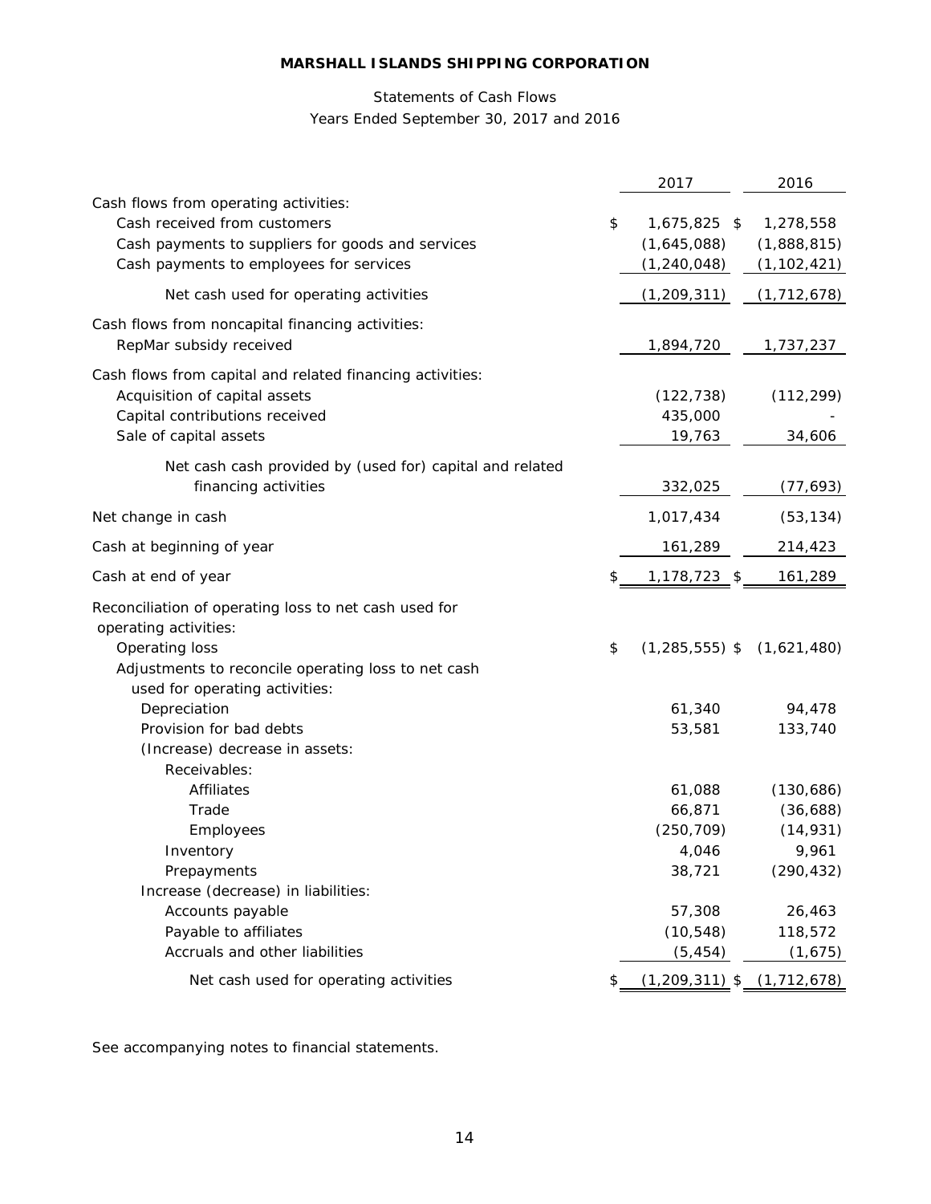**MARSHALL ISLANDS SHIPPING CORPORATION**

Statements of Cash Flows
Years Ended September 30, 2017 and 2016

| | 2017 | 2016 |
|---|---|---|
| Cash flows from operating activities: | | |
| Cash received from customers | $ 1,675,825 | $ 1,278,558 |
| Cash payments to suppliers for goods and services | (1,645,088) | (1,888,815) |
| Cash payments to employees for services | (1,240,048) | (1,102,421) |
| Net cash used for operating activities | (1,209,311) | (1,712,678) |
| Cash flows from noncapital financing activities: | | |
| RepMar subsidy received | 1,894,720 | 1,737,237 |
| Cash flows from capital and related financing activities: | | |
| Acquisition of capital assets | (122,738) | (112,299) |
| Capital contributions received | 435,000 | - |
| Sale of capital assets | 19,763 | 34,606 |
| Net cash cash provided by (used for) capital and related financing activities | 332,025 | (77,693) |
| Net change in cash | 1,017,434 | (53,134) |
| Cash at beginning of year | 161,289 | 214,423 |
| Cash at end of year | $ 1,178,723 | $ 161,289 |
| Reconciliation of operating loss to net cash used for operating activities: | | |
| Operating loss | $ (1,285,555) | $ (1,621,480) |
| Adjustments to reconcile operating loss to net cash used for operating activities: | | |
| Depreciation | 61,340 | 94,478 |
| Provision for bad debts | 53,581 | 133,740 |
| (Increase) decrease in assets: | | |
| Receivables: | | |
| Affiliates | 61,088 | (130,686) |
| Trade | 66,871 | (36,688) |
| Employees | (250,709) | (14,931) |
| Inventory | 4,046 | 9,961 |
| Prepayments | 38,721 | (290,432) |
| Increase (decrease) in liabilities: | | |
| Accounts payable | 57,308 | 26,463 |
| Payable to affiliates | (10,548) | 118,572 |
| Accruals and other liabilities | (5,454) | (1,675) |
| Net cash used for operating activities | $ (1,209,311) | $ (1,712,678) |

See accompanying notes to financial statements.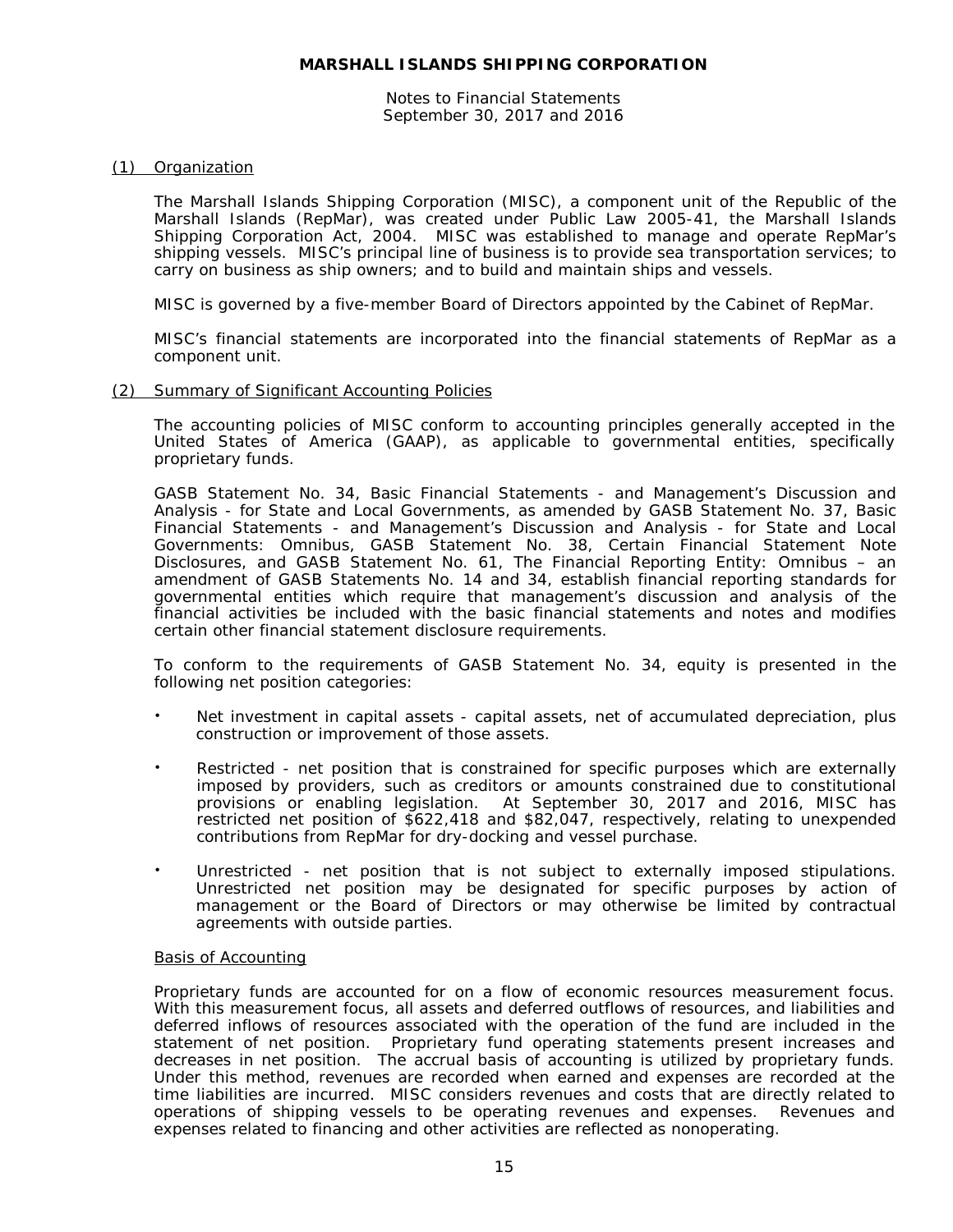# MARSHALL ISLANDS SHIPPING CORPORATION

Notes to Financial Statements
September 30, 2017 and 2016

## (1) Organization

The Marshall Islands Shipping Corporation (MISC), a component unit of the Republic of the Marshall Islands (RepMar), was created under Public Law 2005-41, the Marshall Islands Shipping Corporation Act, 2004. MISC was established to manage and operate RepMar's shipping vessels. MISC's principal line of business is to provide sea transportation services; to carry on business as ship owners; and to build and maintain ships and vessels.

MISC is governed by a five-member Board of Directors appointed by the Cabinet of RepMar.

MISC's financial statements are incorporated into the financial statements of RepMar as a component unit.

## (2) Summary of Significant Accounting Policies

The accounting policies of MISC conform to accounting principles generally accepted in the United States of America (GAAP), as applicable to governmental entities, specifically proprietary funds.

GASB Statement No. 34, Basic Financial Statements - and Management's Discussion and Analysis - for State and Local Governments, as amended by GASB Statement No. 37, Basic Financial Statements - and Management's Discussion and Analysis - for State and Local Governments: Omnibus, GASB Statement No. 38, Certain Financial Statement Note Disclosures, and GASB Statement No. 61, The Financial Reporting Entity: Omnibus – an amendment of GASB Statements No. 14 and 34, establish financial reporting standards for governmental entities which require that management's discussion and analysis of the financial activities be included with the basic financial statements and notes and modifies certain other financial statement disclosure requirements.

To conform to the requirements of GASB Statement No. 34, equity is presented in the following net position categories:

- Net investment in capital assets - capital assets, net of accumulated depreciation, plus construction or improvement of those assets.
- Restricted - net position that is constrained for specific purposes which are externally imposed by providers, such as creditors or amounts constrained due to constitutional provisions or enabling legislation. At September 30, 2017 and 2016, MISC has restricted net position of $622,418 and $82,047, respectively, relating to unexpended contributions from RepMar for dry-docking and vessel purchase.
- Unrestricted - net position that is not subject to externally imposed stipulations. Unrestricted net position may be designated for specific purposes by action of management or the Board of Directors or may otherwise be limited by contractual agreements with outside parties.

### Basis of Accounting

Proprietary funds are accounted for on a flow of economic resources measurement focus. With this measurement focus, all assets and deferred outflows of resources, and liabilities and deferred inflows of resources associated with the operation of the fund are included in the statement of net position. Proprietary fund operating statements present increases and decreases in net position. The accrual basis of accounting is utilized by proprietary funds. Under this method, revenues are recorded when earned and expenses are recorded at the time liabilities are incurred. MISC considers revenues and costs that are directly related to operations of shipping vessels to be operating revenues and expenses. Revenues and expenses related to financing and other activities are reflected as nonoperating.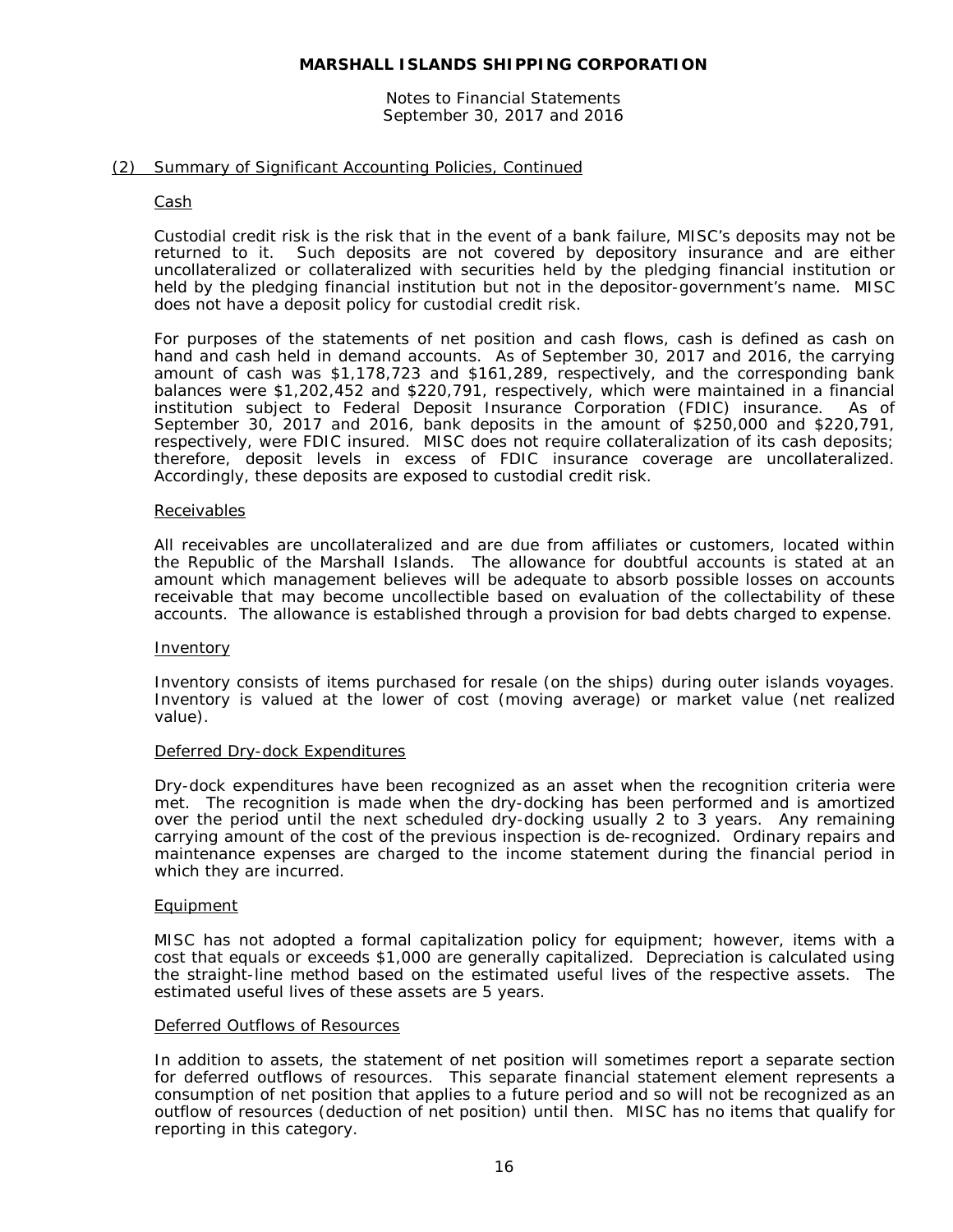## (2) Summary of Significant Accounting Policies, Continued

### Cash

Custodial credit risk is the risk that in the event of a bank failure, MISC's deposits may not be returned to it. Such deposits are not covered by depository insurance and are either uncollateralized or collateralized with securities held by the pledging financial institution or held by the pledging financial institution but not in the depositor-government's name. MISC does not have a deposit policy for custodial credit risk.

For purposes of the statements of net position and cash flows, cash is defined as cash on hand and cash held in demand accounts. As of September 30, 2017 and 2016, the carrying amount of cash was $1,178,723 and $161,289, respectively, and the corresponding bank balances were $1,202,452 and $220,791, respectively, which were maintained in a financial institution subject to Federal Deposit Insurance Corporation (FDIC) insurance. As of September 30, 2017 and 2016, bank deposits in the amount of $250,000 and $220,791, respectively, were FDIC insured. MISC does not require collateralization of its cash deposits; therefore, deposit levels in excess of FDIC insurance coverage are uncollateralized. Accordingly, these deposits are exposed to custodial credit risk.

### Receivables

All receivables are uncollateralized and are due from affiliates or customers, located within the Republic of the Marshall Islands. The allowance for doubtful accounts is stated at an amount which management believes will be adequate to absorb possible losses on accounts receivable that may become uncollectible based on evaluation of the collectability of these accounts. The allowance is established through a provision for bad debts charged to expense.

### Inventory

Inventory consists of items purchased for resale (on the ships) during outer islands voyages. Inventory is valued at the lower of cost (moving average) or market value (net realized value).

### Deferred Dry-dock Expenditures

Dry-dock expenditures have been recognized as an asset when the recognition criteria were met. The recognition is made when the dry-docking has been performed and is amortized over the period until the next scheduled dry-docking usually 2 to 3 years. Any remaining carrying amount of the cost of the previous inspection is de-recognized. Ordinary repairs and maintenance expenses are charged to the income statement during the financial period in which they are incurred.

### Equipment

MISC has not adopted a formal capitalization policy for equipment; however, items with a cost that equals or exceeds $1,000 are generally capitalized. Depreciation is calculated using the straight-line method based on the estimated useful lives of the respective assets. The estimated useful lives of these assets are 5 years.

### Deferred Outflows of Resources

In addition to assets, the statement of net position will sometimes report a separate section for deferred outflows of resources. This separate financial statement element represents a consumption of net position that applies to a future period and so will not be recognized as an outflow of resources (deduction of net position) until then. MISC has no items that qualify for reporting in this category.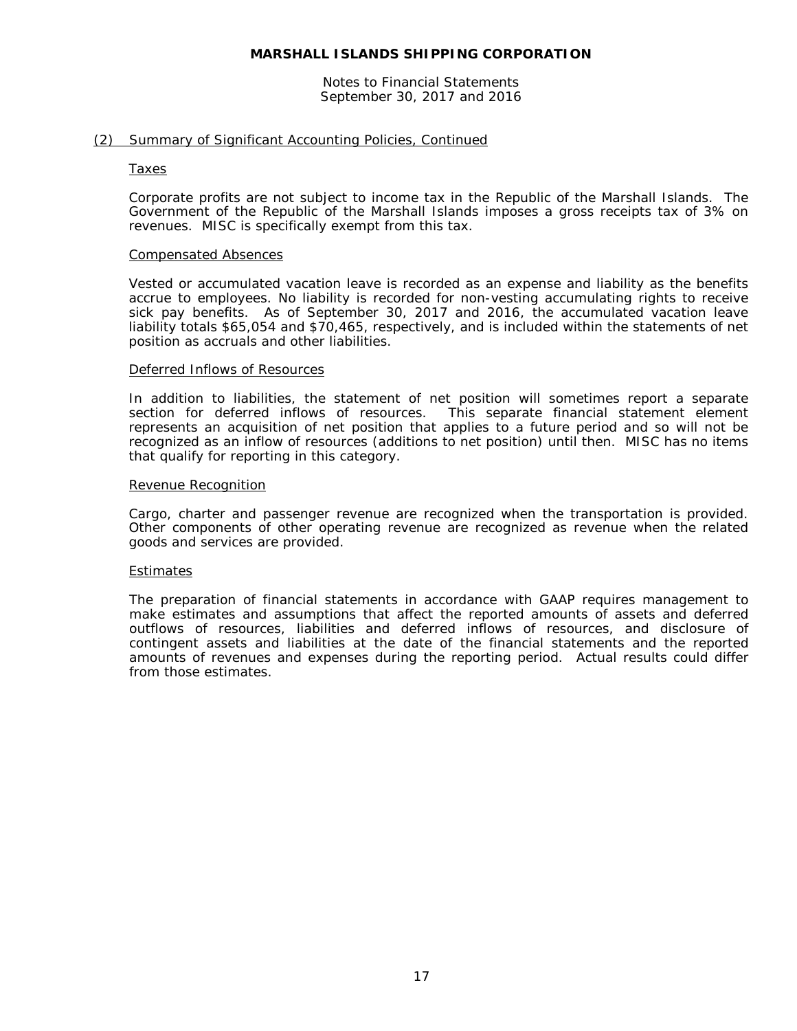## (2) Summary of Significant Accounting Policies, Continued

### Taxes

Corporate profits are not subject to income tax in the Republic of the Marshall Islands. The Government of the Republic of the Marshall Islands imposes a gross receipts tax of 3% on revenues. MISC is specifically exempt from this tax.

### Compensated Absences

Vested or accumulated vacation leave is recorded as an expense and liability as the benefits accrue to employees. No liability is recorded for non-vesting accumulating rights to receive sick pay benefits. As of September 30, 2017 and 2016, the accumulated vacation leave liability totals $65,054 and $70,465, respectively, and is included within the statements of net position as accruals and other liabilities.

### Deferred Inflows of Resources

In addition to liabilities, the statement of net position will sometimes report a separate section for deferred inflows of resources. This separate financial statement element represents an acquisition of net position that applies to a future period and so will not be recognized as an inflow of resources (additions to net position) until then. MISC has no items that qualify for reporting in this category.

### Revenue Recognition

Cargo, charter and passenger revenue are recognized when the transportation is provided. Other components of other operating revenue are recognized as revenue when the related goods and services are provided.

### Estimates

The preparation of financial statements in accordance with GAAP requires management to make estimates and assumptions that affect the reported amounts of assets and deferred outflows of resources, liabilities and deferred inflows of resources, and disclosure of contingent assets and liabilities at the date of the financial statements and the reported amounts of revenues and expenses during the reporting period. Actual results could differ from those estimates.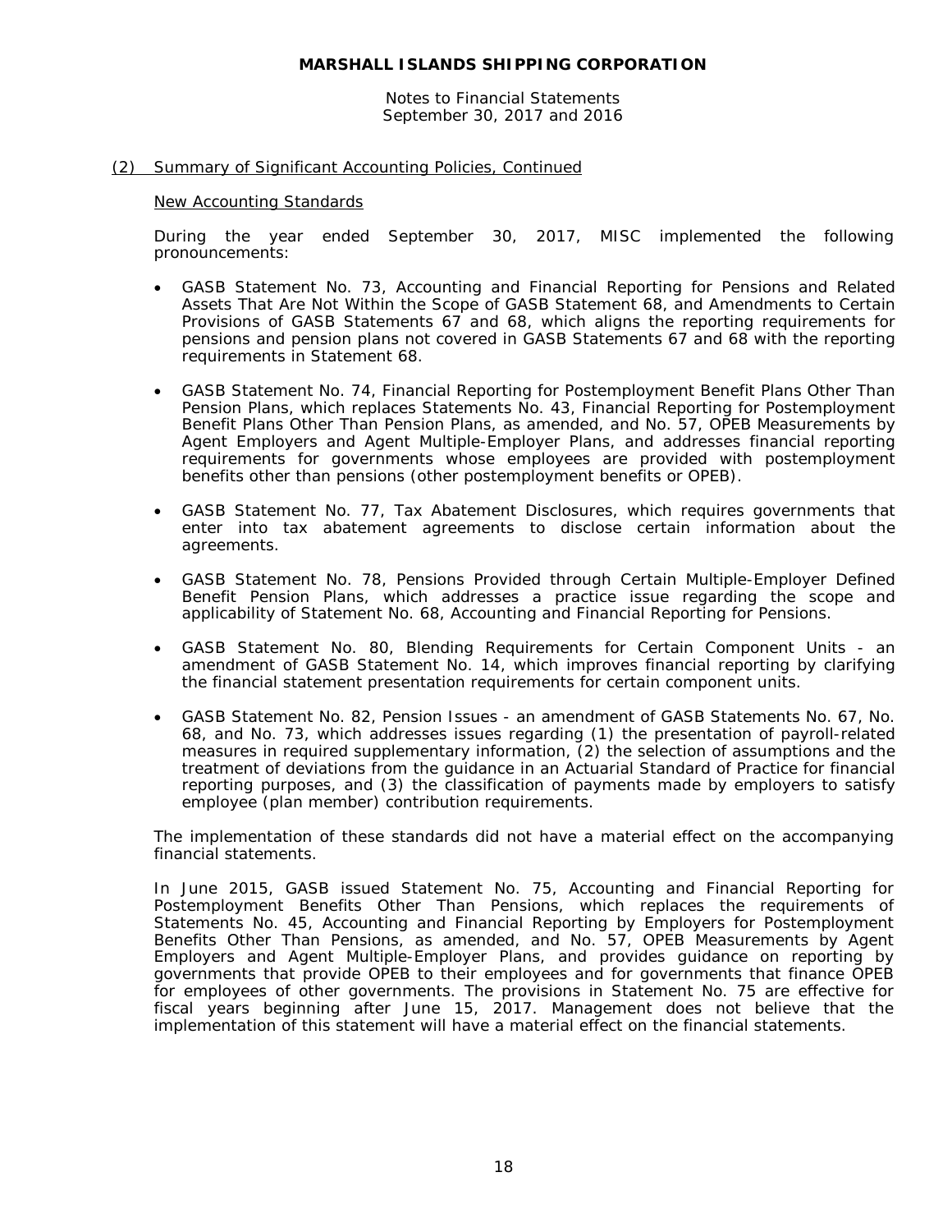## (2) Summary of Significant Accounting Policies, Continued

### New Accounting Standards

During the year ended September 30, 2017, MISC implemented the following pronouncements:

- GASB Statement No. 73, Accounting and Financial Reporting for Pensions and Related Assets That Are Not Within the Scope of GASB Statement 68, and Amendments to Certain Provisions of GASB Statements 67 and 68, which aligns the reporting requirements for pensions and pension plans not covered in GASB Statements 67 and 68 with the reporting requirements in Statement 68.

- GASB Statement No. 74, Financial Reporting for Postemployment Benefit Plans Other Than Pension Plans, which replaces Statements No. 43, Financial Reporting for Postemployment Benefit Plans Other Than Pension Plans, as amended, and No. 57, OPEB Measurements by Agent Employers and Agent Multiple-Employer Plans, and addresses financial reporting requirements for governments whose employees are provided with postemployment benefits other than pensions (other postemployment benefits or OPEB).

- GASB Statement No. 77, Tax Abatement Disclosures, which requires governments that enter into tax abatement agreements to disclose certain information about the agreements.

- GASB Statement No. 78, Pensions Provided through Certain Multiple-Employer Defined Benefit Pension Plans, which addresses a practice issue regarding the scope and applicability of Statement No. 68, Accounting and Financial Reporting for Pensions.

- GASB Statement No. 80, Blending Requirements for Certain Component Units - an amendment of GASB Statement No. 14, which improves financial reporting by clarifying the financial statement presentation requirements for certain component units.

- GASB Statement No. 82, Pension Issues - an amendment of GASB Statements No. 67, No. 68, and No. 73, which addresses issues regarding (1) the presentation of payroll-related measures in required supplementary information, (2) the selection of assumptions and the treatment of deviations from the guidance in an Actuarial Standard of Practice for financial reporting purposes, and (3) the classification of payments made by employers to satisfy employee (plan member) contribution requirements.

The implementation of these standards did not have a material effect on the accompanying financial statements.

In June 2015, GASB issued Statement No. 75, Accounting and Financial Reporting for Postemployment Benefits Other Than Pensions, which replaces the requirements of Statements No. 45, Accounting and Financial Reporting by Employers for Postemployment Benefits Other Than Pensions, as amended, and No. 57, OPEB Measurements by Agent Employers and Agent Multiple-Employer Plans, and provides guidance on reporting by governments that provide OPEB to their employees and for governments that finance OPEB for employees of other governments. The provisions in Statement No. 75 are effective for fiscal years beginning after June 15, 2017. Management does not believe that the implementation of this statement will have a material effect on the financial statements.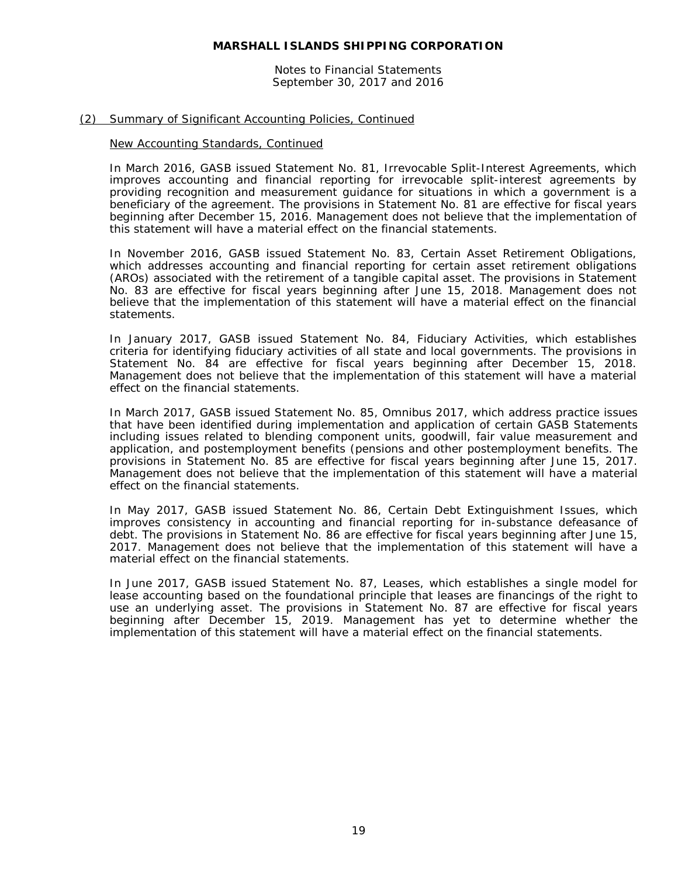## (2) Summary of Significant Accounting Policies, Continued

### New Accounting Standards, Continued

In March 2016, GASB issued Statement No. 81, Irrevocable Split-Interest Agreements, which improves accounting and financial reporting for irrevocable split-interest agreements by providing recognition and measurement guidance for situations in which a government is a beneficiary of the agreement. The provisions in Statement No. 81 are effective for fiscal years beginning after December 15, 2016. Management does not believe that the implementation of this statement will have a material effect on the financial statements.

In November 2016, GASB issued Statement No. 83, Certain Asset Retirement Obligations, which addresses accounting and financial reporting for certain asset retirement obligations (AROs) associated with the retirement of a tangible capital asset. The provisions in Statement No. 83 are effective for fiscal years beginning after June 15, 2018. Management does not believe that the implementation of this statement will have a material effect on the financial statements.

In January 2017, GASB issued Statement No. 84, Fiduciary Activities, which establishes criteria for identifying fiduciary activities of all state and local governments. The provisions in Statement No. 84 are effective for fiscal years beginning after December 15, 2018. Management does not believe that the implementation of this statement will have a material effect on the financial statements.

In March 2017, GASB issued Statement No. 85, Omnibus 2017, which address practice issues that have been identified during implementation and application of certain GASB Statements including issues related to blending component units, goodwill, fair value measurement and application, and postemployment benefits (pensions and other postemployment benefits. The provisions in Statement No. 85 are effective for fiscal years beginning after June 15, 2017. Management does not believe that the implementation of this statement will have a material effect on the financial statements.

In May 2017, GASB issued Statement No. 86, Certain Debt Extinguishment Issues, which improves consistency in accounting and financial reporting for in-substance defeasance of debt. The provisions in Statement No. 86 are effective for fiscal years beginning after June 15, 2017. Management does not believe that the implementation of this statement will have a material effect on the financial statements.

In June 2017, GASB issued Statement No. 87, Leases, which establishes a single model for lease accounting based on the foundational principle that leases are financings of the right to use an underlying asset. The provisions in Statement No. 87 are effective for fiscal years beginning after December 15, 2019. Management has yet to determine whether the implementation of this statement will have a material effect on the financial statements.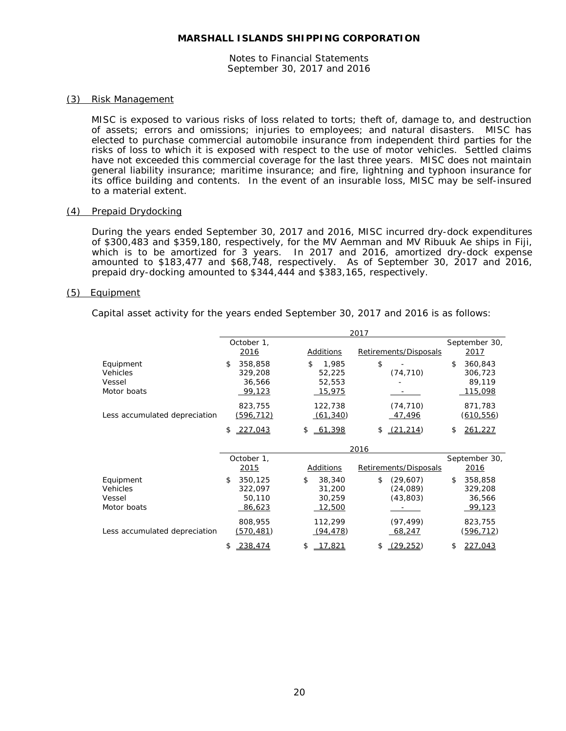**MARSHALL ISLANDS SHIPPING CORPORATION**

Notes to Financial Statements
September 30, 2017 and 2016

## (3) Risk Management

MISC is exposed to various risks of loss related to torts; theft of, damage to, and destruction of assets; errors and omissions; injuries to employees; and natural disasters. MISC has elected to purchase commercial automobile insurance from independent third parties for the risks of loss to which it is exposed with respect to the use of motor vehicles. Settled claims have not exceeded this commercial coverage for the last three years. MISC does not maintain general liability insurance; maritime insurance; and fire, lightning and typhoon insurance for its office building and contents. In the event of an insurable loss, MISC may be self-insured to a material extent.

## (4) Prepaid Drydocking

During the years ended September 30, 2017 and 2016, MISC incurred dry-dock expenditures of $300,483 and $359,180, respectively, for the MV Aemman and MV Ribuuk Ae ships in Fiji, which is to be amortized for 3 years. In 2017 and 2016, amortized dry-dock expense amounted to $183,477 and $68,748, respectively. As of September 30, 2017 and 2016, prepaid dry-docking amounted to $344,444 and $383,165, respectively.

## (5) Equipment

Capital asset activity for the years ended September 30, 2017 and 2016 is as follows:

| | 2017 | | | |
|---|---|---|---|---|
| | October 1, 2016 | Additions | Retirements/Disposals | September 30, 2017 |
| Equipment | $ 358,858 | $ 1,985 | $ - | $ 360,843 |
| Vehicles | 329,208 | 52,225 | (74,710) | 306,723 |
| Vessel | 36,566 | 52,553 | - | 89,119 |
| Motor boats | 99,123 | 15,975 | - | 115,098 |
| | 823,755 | 122,738 | (74,710) | 871,783 |
| Less accumulated depreciation | (596,712) | (61,340) | 47,496 | (610,556) |
| | $ 227,043 | $ 61,398 | $ (21,214) | $ 261,227 |

| | 2016 | | | |
|---|---|---|---|---|
| | October 1, 2015 | Additions | Retirements/Disposals | September 30, 2016 |
| Equipment | $ 350,125 | $ 38,340 | $ (29,607) | $ 358,858 |
| Vehicles | 322,097 | 31,200 | (24,089) | 329,208 |
| Vessel | 50,110 | 30,259 | (43,803) | 36,566 |
| Motor boats | 86,623 | 12,500 | - | 99,123 |
| | 808,955 | 112,299 | (97,499) | 823,755 |
| Less accumulated depreciation | (570,481) | (94,478) | 68,247 | (596,712) |
| | $ 238,474 | $ 17,821 | $ (29,252) | $ 227,043 |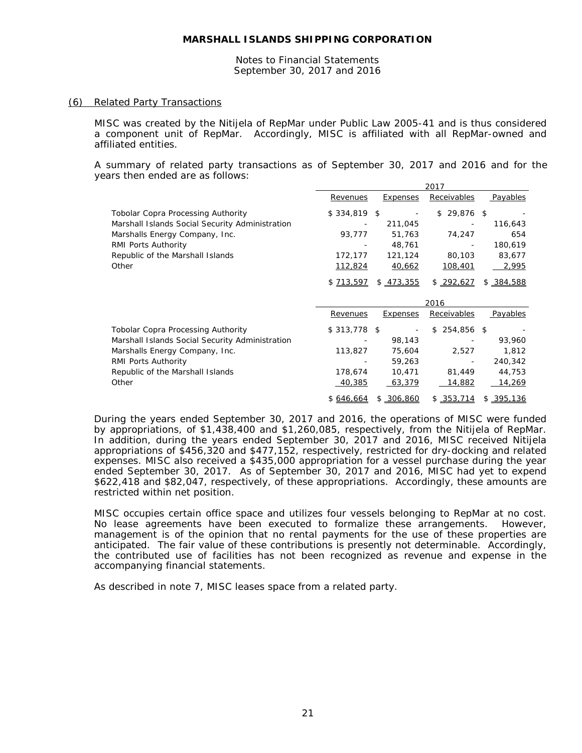## MARSHALL ISLANDS SHIPPING CORPORATION

Notes to Financial Statements
September 30, 2017 and 2016

### (6) Related Party Transactions

MISC was created by the Nitijela of RepMar under Public Law 2005-41 and is thus considered a component unit of RepMar. Accordingly, MISC is affiliated with all RepMar-owned and affiliated entities.

A summary of related party transactions as of September 30, 2017 and 2016 and for the years then ended are as follows:

| | 2017 | | | |
|---|---|---|---|---|
| | Revenues | Expenses | Receivables | Payables |
| Tobolar Copra Processing Authority | $ 334,819 | $ - | $ 29,876 | $ - |
| Marshall Islands Social Security Administration | - | 211,045 | - | 116,643 |
| Marshalls Energy Company, Inc. | 93,777 | 51,763 | 74,247 | 654 |
| RMI Ports Authority | - | 48,761 | - | 180,619 |
| Republic of the Marshall Islands | 172,177 | 121,124 | 80,103 | 83,677 |
| Other | 112,824 | 40,662 | 108,401 | 2,995 |
| | $ 713,597 | $ 473,355 | $ 292,627 | $ 384,588 |

| | 2016 | | | |
|---|---|---|---|---|
| | Revenues | Expenses | Receivables | Payables |
| Tobolar Copra Processing Authority | $ 313,778 | $ - | $ 254,856 | $ - |
| Marshall Islands Social Security Administration | - | 98,143 | - | 93,960 |
| Marshalls Energy Company, Inc. | 113,827 | 75,604 | 2,527 | 1,812 |
| RMI Ports Authority | - | 59,263 | - | 240,342 |
| Republic of the Marshall Islands | 178,674 | 10,471 | 81,449 | 44,753 |
| Other | 40,385 | 63,379 | 14,882 | 14,269 |
| | $ 646,664 | $ 306,860 | $ 353,714 | $ 395,136 |

During the years ended September 30, 2017 and 2016, the operations of MISC were funded by appropriations, of $1,438,400 and $1,260,085, respectively, from the Nitijela of RepMar. In addition, during the years ended September 30, 2017 and 2016, MISC received Nitijela appropriations of $456,320 and $477,152, respectively, restricted for dry-docking and related expenses. MISC also received a $435,000 appropriation for a vessel purchase during the year ended September 30, 2017. As of September 30, 2017 and 2016, MISC had yet to expend $622,418 and $82,047, respectively, of these appropriations. Accordingly, these amounts are restricted within net position.

MISC occupies certain office space and utilizes four vessels belonging to RepMar at no cost. No lease agreements have been executed to formalize these arrangements. However, management is of the opinion that no rental payments for the use of these properties are anticipated. The fair value of these contributions is presently not determinable. Accordingly, the contributed use of facilities has not been recognized as revenue and expense in the accompanying financial statements.

As described in note 7, MISC leases space from a related party.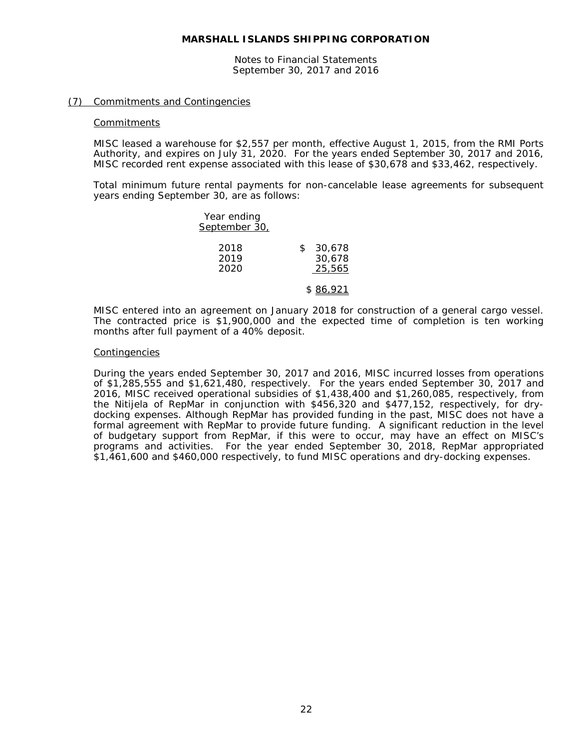## (7) Commitments and Contingencies

### Commitments

MISC leased a warehouse for $2,557 per month, effective August 1, 2015, from the RMI Ports Authority, and expires on July 31, 2020. For the years ended September 30, 2017 and 2016, MISC recorded rent expense associated with this lease of $30,678 and $33,462, respectively.

Total minimum future rental payments for non-cancelable lease agreements for subsequent years ending September 30, are as follows:

| Year ending September 30, | |
|---|---|
| 2018 | $ 30,678 |
| 2019 | 30,678 |
| 2020 | 25,565 |
| | $ 86,921 |

MISC entered into an agreement on January 2018 for construction of a general cargo vessel. The contracted price is $1,900,000 and the expected time of completion is ten working months after full payment of a 40% deposit.

### Contingencies

During the years ended September 30, 2017 and 2016, MISC incurred losses from operations of $1,285,555 and $1,621,480, respectively. For the years ended September 30, 2017 and 2016, MISC received operational subsidies of $1,438,400 and $1,260,085, respectively, from the Nitijela of RepMar in conjunction with $456,320 and $477,152, respectively, for dry-docking expenses. Although RepMar has provided funding in the past, MISC does not have a formal agreement with RepMar to provide future funding. A significant reduction in the level of budgetary support from RepMar, if this were to occur, may have an effect on MISC's programs and activities. For the year ended September 30, 2018, RepMar appropriated $1,461,600 and $460,000 respectively, to fund MISC operations and dry-docking expenses.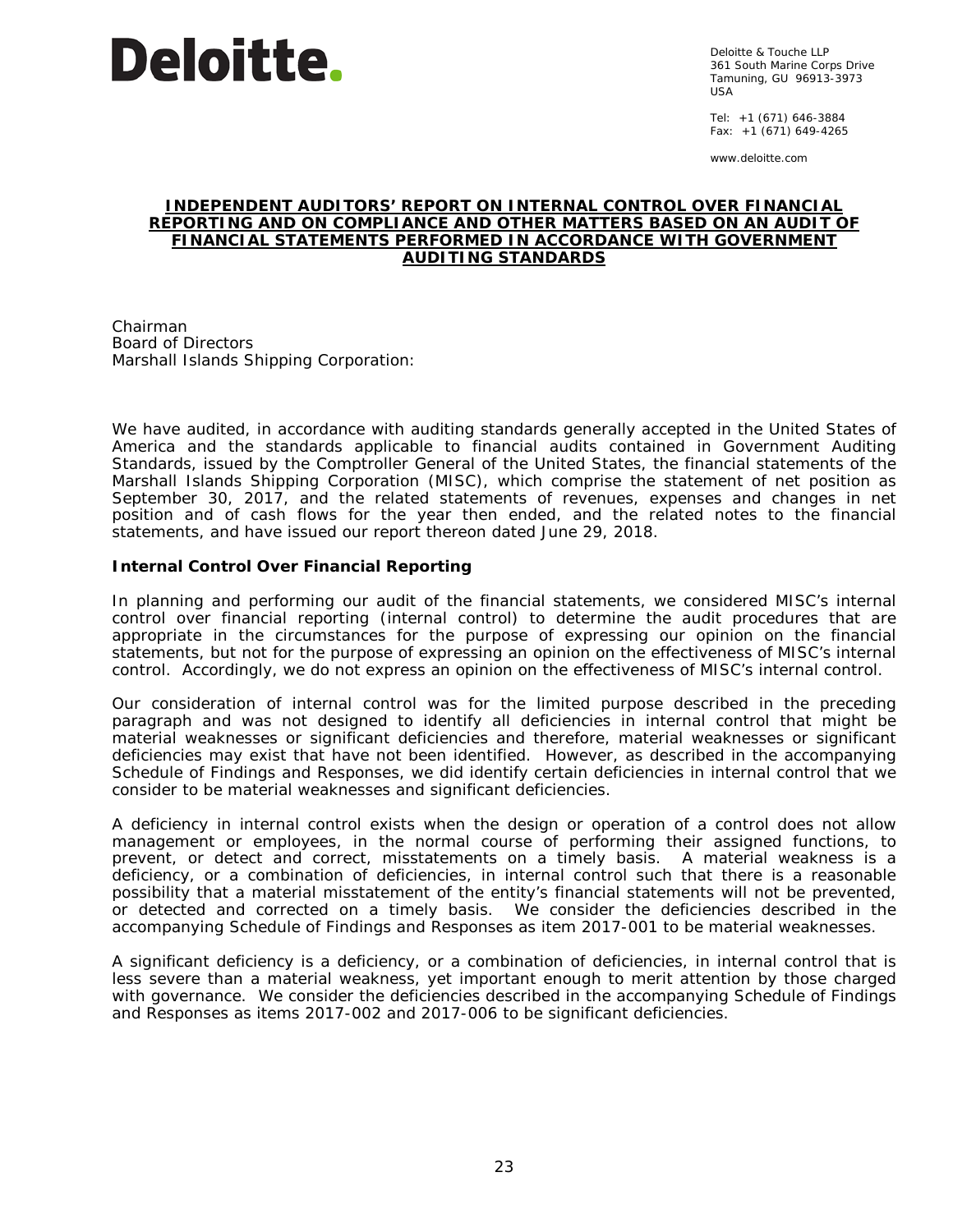Deloitte & Touche LLP
361 South Marine Corps Drive
Tamuning, GU 96913-3973
USA

Tel: +1 (671) 646-3884
Fax: +1 (671) 649-4265

www.deloitte.com

# INDEPENDENT AUDITORS' REPORT ON INTERNAL CONTROL OVER FINANCIAL REPORTING AND ON COMPLIANCE AND OTHER MATTERS BASED ON AN AUDIT OF FINANCIAL STATEMENTS PERFORMED IN ACCORDANCE WITH GOVERNMENT AUDITING STANDARDS

Chairman
Board of Directors
Marshall Islands Shipping Corporation:

We have audited, in accordance with auditing standards generally accepted in the United States of America and the standards applicable to financial audits contained in Government Auditing Standards, issued by the Comptroller General of the United States, the financial statements of the Marshall Islands Shipping Corporation (MISC), which comprise the statement of net position as September 30, 2017, and the related statements of revenues, expenses and changes in net position and of cash flows for the year then ended, and the related notes to the financial statements, and have issued our report thereon dated June 29, 2018.

**Internal Control Over Financial Reporting**

In planning and performing our audit of the financial statements, we considered MISC's internal control over financial reporting (internal control) to determine the audit procedures that are appropriate in the circumstances for the purpose of expressing our opinion on the financial statements, but not for the purpose of expressing an opinion on the effectiveness of MISC's internal control. Accordingly, we do not express an opinion on the effectiveness of MISC's internal control.

Our consideration of internal control was for the limited purpose described in the preceding paragraph and was not designed to identify all deficiencies in internal control that might be material weaknesses or significant deficiencies and therefore, material weaknesses or significant deficiencies may exist that have not been identified. However, as described in the accompanying Schedule of Findings and Responses, we did identify certain deficiencies in internal control that we consider to be material weaknesses and significant deficiencies.

A deficiency in internal control exists when the design or operation of a control does not allow management or employees, in the normal course of performing their assigned functions, to prevent, or detect and correct, misstatements on a timely basis. A material weakness is a deficiency, or a combination of deficiencies, in internal control such that there is a reasonable possibility that a material misstatement of the entity's financial statements will not be prevented, or detected and corrected on a timely basis. We consider the deficiencies described in the accompanying Schedule of Findings and Responses as item 2017-001 to be material weaknesses.

A significant deficiency is a deficiency, or a combination of deficiencies, in internal control that is less severe than a material weakness, yet important enough to merit attention by those charged with governance. We consider the deficiencies described in the accompanying Schedule of Findings and Responses as items 2017-002 and 2017-006 to be significant deficiencies.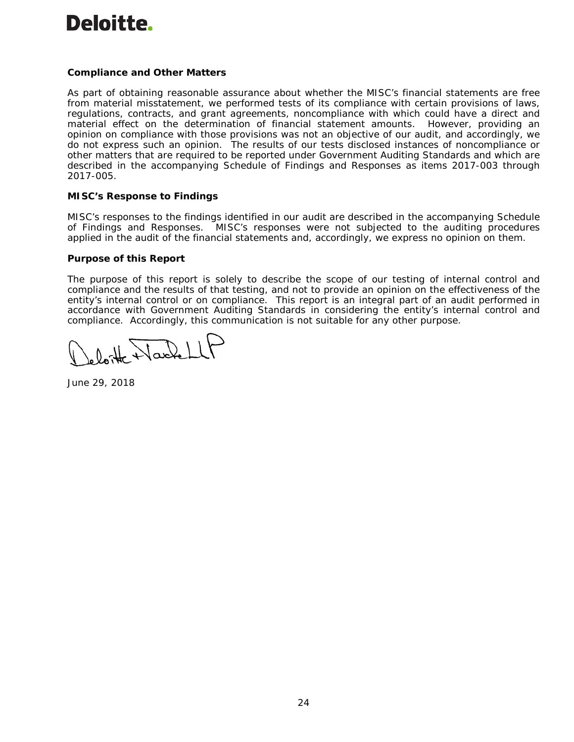Deloitte.

**Compliance and Other Matters**

As part of obtaining reasonable assurance about whether the MISC's financial statements are free from material misstatement, we performed tests of its compliance with certain provisions of laws, regulations, contracts, and grant agreements, noncompliance with which could have a direct and material effect on the determination of financial statement amounts. However, providing an opinion on compliance with those provisions was not an objective of our audit, and accordingly, we do not express such an opinion. The results of our tests disclosed instances of noncompliance or other matters that are required to be reported under Government Auditing Standards and which are described in the accompanying Schedule of Findings and Responses as items 2017-003 through 2017-005.

**MISC's Response to Findings**

MISC's responses to the findings identified in our audit are described in the accompanying Schedule of Findings and Responses. MISC's responses were not subjected to the auditing procedures applied in the audit of the financial statements and, accordingly, we express no opinion on them.

**Purpose of this Report**

The purpose of this report is solely to describe the scope of our testing of internal control and compliance and the results of that testing, and not to provide an opinion on the effectiveness of the entity's internal control or on compliance. This report is an integral part of an audit performed in accordance with Government Auditing Standards in considering the entity's internal control and compliance. Accordingly, this communication is not suitable for any other purpose.

Deloitte & Touche LLP

June 29, 2018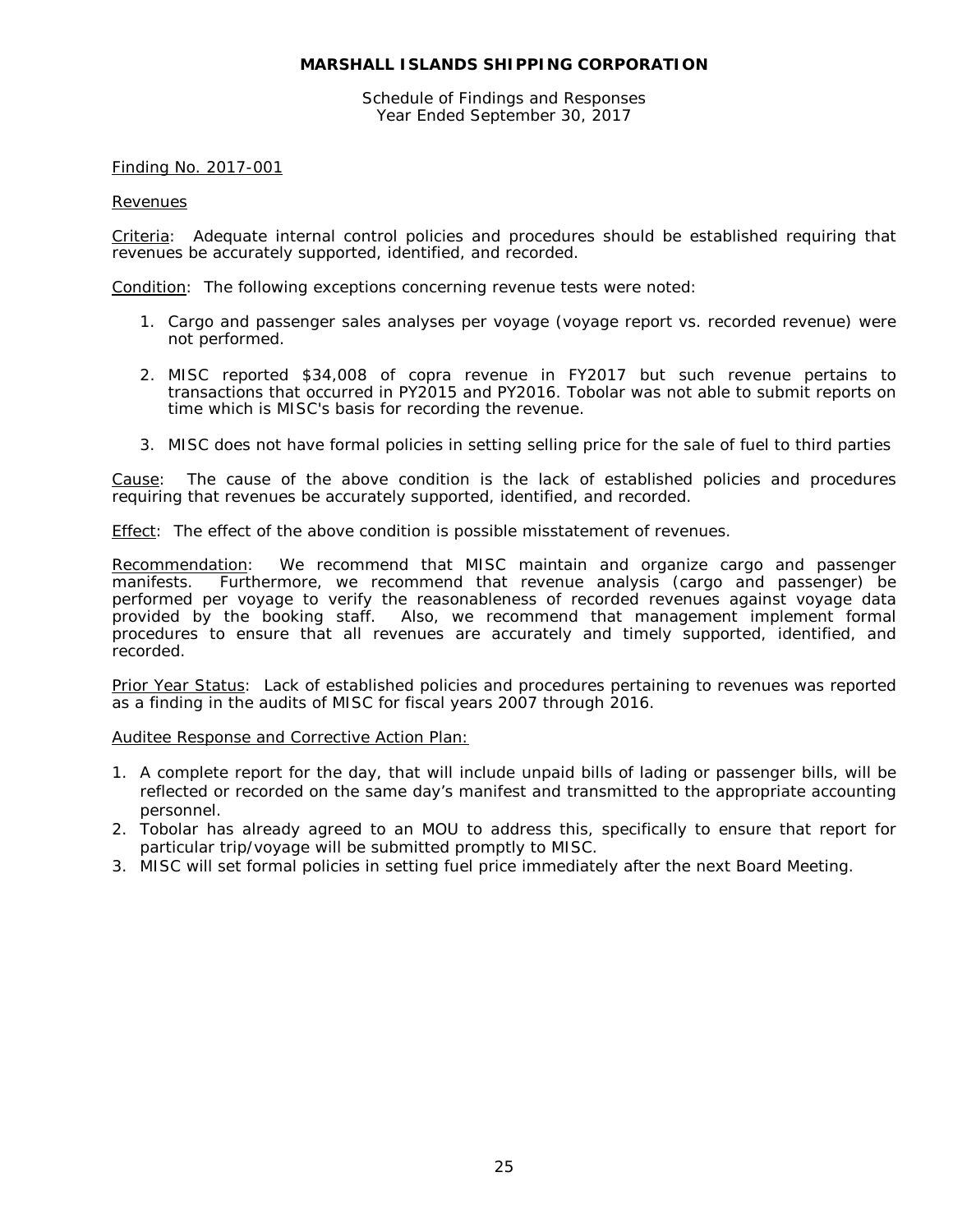# MARSHALL ISLANDS SHIPPING CORPORATION

Schedule of Findings and Responses
Year Ended September 30, 2017

Finding No. 2017-001

Revenues

Criteria: Adequate internal control policies and procedures should be established requiring that revenues be accurately supported, identified, and recorded.

Condition: The following exceptions concerning revenue tests were noted:

1. Cargo and passenger sales analyses per voyage (voyage report vs. recorded revenue) were not performed.

2. MISC reported $34,008 of copra revenue in FY2017 but such revenue pertains to transactions that occurred in PY2015 and PY2016. Tobolar was not able to submit reports on time which is MISC's basis for recording the revenue.

3. MISC does not have formal policies in setting selling price for the sale of fuel to third parties

Cause: The cause of the above condition is the lack of established policies and procedures requiring that revenues be accurately supported, identified, and recorded.

Effect: The effect of the above condition is possible misstatement of revenues.

Recommendation: We recommend that MISC maintain and organize cargo and passenger manifests. Furthermore, we recommend that revenue analysis (cargo and passenger) be performed per voyage to verify the reasonableness of recorded revenues against voyage data provided by the booking staff. Also, we recommend that management implement formal procedures to ensure that all revenues are accurately and timely supported, identified, and recorded.

Prior Year Status: Lack of established policies and procedures pertaining to revenues was reported as a finding in the audits of MISC for fiscal years 2007 through 2016.

Auditee Response and Corrective Action Plan:

1. A complete report for the day, that will include unpaid bills of lading or passenger bills, will be reflected or recorded on the same day's manifest and transmitted to the appropriate accounting personnel.
2. Tobolar has already agreed to an MOU to address this, specifically to ensure that report for particular trip/voyage will be submitted promptly to MISC.
3. MISC will set formal policies in setting fuel price immediately after the next Board Meeting.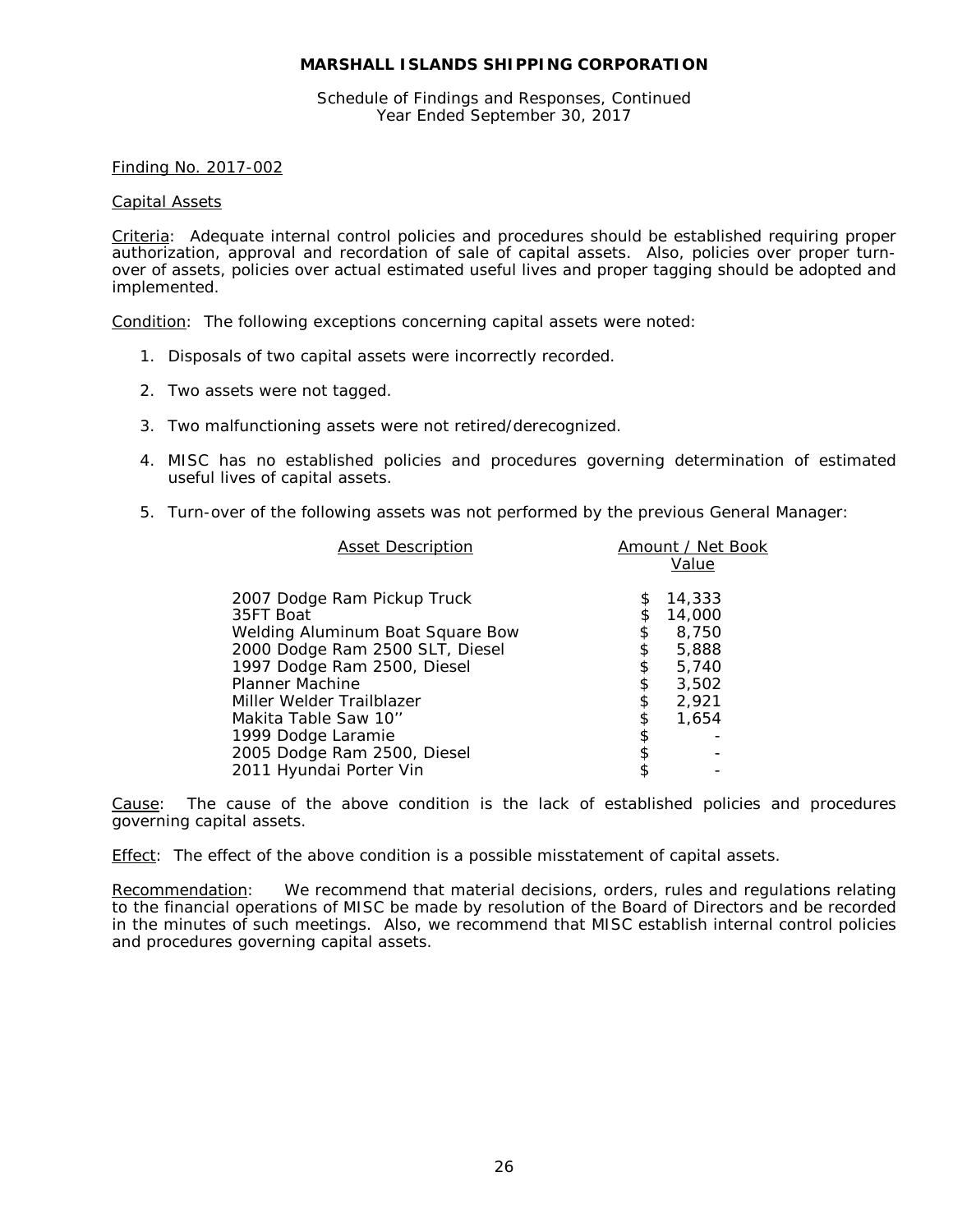# MARSHALL ISLANDS SHIPPING CORPORATION

Schedule of Findings and Responses, Continued
Year Ended September 30, 2017

Finding No. 2017-002

Capital Assets

Criteria: Adequate internal control policies and procedures should be established requiring proper authorization, approval and recordation of sale of capital assets. Also, policies over proper turn-over of assets, policies over actual estimated useful lives and proper tagging should be adopted and implemented.

Condition: The following exceptions concerning capital assets were noted:

1. Disposals of two capital assets were incorrectly recorded.
2. Two assets were not tagged.
3. Two malfunctioning assets were not retired/derecognized.
4. MISC has no established policies and procedures governing determination of estimated useful lives of capital assets.
5. Turn-over of the following assets was not performed by the previous General Manager:

| Asset Description | Amount / Net Book Value |
|---|---|
| 2007 Dodge Ram Pickup Truck | $ 14,333 |
| 35FT Boat | $ 14,000 |
| Welding Aluminum Boat Square Bow | $ 8,750 |
| 2000 Dodge Ram 2500 SLT, Diesel | $ 5,888 |
| 1997 Dodge Ram 2500, Diesel | $ 5,740 |
| Planner Machine | $ 3,502 |
| Miller Welder Trailblazer | $ 2,921 |
| Makita Table Saw 10'' | $ 1,654 |
| 1999 Dodge Laramie | $ - |
| 2005 Dodge Ram 2500, Diesel | $ - |
| 2011 Hyundai Porter Vin | $ - |

Cause: The cause of the above condition is the lack of established policies and procedures governing capital assets.

Effect: The effect of the above condition is a possible misstatement of capital assets.

Recommendation: We recommend that material decisions, orders, rules and regulations relating to the financial operations of MISC be made by resolution of the Board of Directors and be recorded in the minutes of such meetings. Also, we recommend that MISC establish internal control policies and procedures governing capital assets.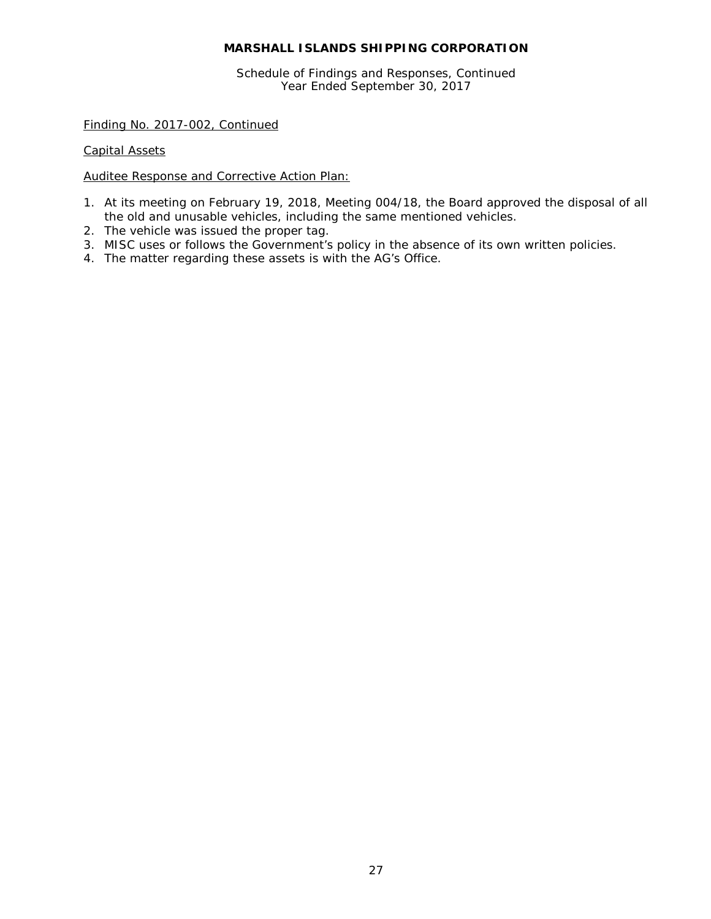**MARSHALL ISLANDS SHIPPING CORPORATION**

Schedule of Findings and Responses, Continued
Year Ended September 30, 2017

Finding No. 2017-002, Continued

Capital Assets

Auditee Response and Corrective Action Plan:

1. At its meeting on February 19, 2018, Meeting 004/18, the Board approved the disposal of all the old and unusable vehicles, including the same mentioned vehicles.
2. The vehicle was issued the proper tag.
3. MISC uses or follows the Government's policy in the absence of its own written policies.
4. The matter regarding these assets is with the AG's Office.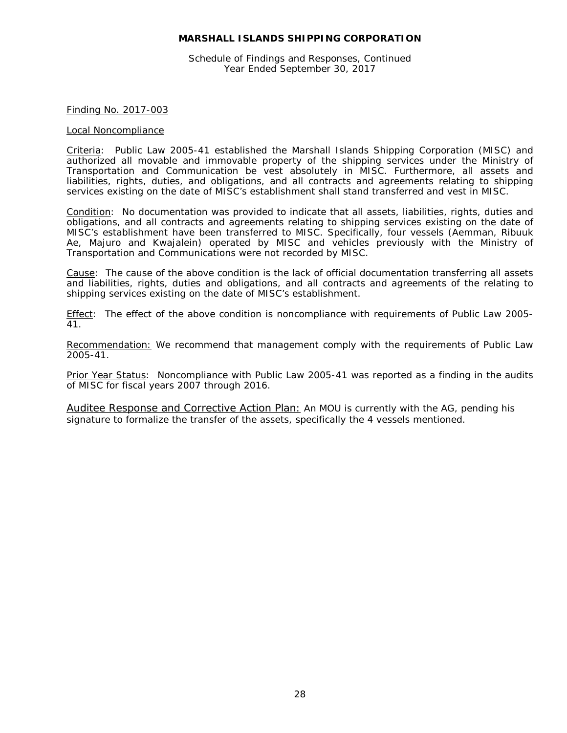**MARSHALL ISLANDS SHIPPING CORPORATION**

Schedule of Findings and Responses, Continued
Year Ended September 30, 2017

Finding No. 2017-003

Local Noncompliance

Criteria: Public Law 2005-41 established the Marshall Islands Shipping Corporation (MISC) and authorized all movable and immovable property of the shipping services under the Ministry of Transportation and Communication be vest absolutely in MISC. Furthermore, all assets and liabilities, rights, duties, and obligations, and all contracts and agreements relating to shipping services existing on the date of MISC's establishment shall stand transferred and vest in MISC.

Condition: No documentation was provided to indicate that all assets, liabilities, rights, duties and obligations, and all contracts and agreements relating to shipping services existing on the date of MISC's establishment have been transferred to MISC. Specifically, four vessels (Aemman, Ribuuk Ae, Majuro and Kwajalein) operated by MISC and vehicles previously with the Ministry of Transportation and Communications were not recorded by MISC.

Cause: The cause of the above condition is the lack of official documentation transferring all assets and liabilities, rights, duties and obligations, and all contracts and agreements of the relating to shipping services existing on the date of MISC's establishment.

Effect: The effect of the above condition is noncompliance with requirements of Public Law 2005-41.

Recommendation: We recommend that management comply with the requirements of Public Law 2005-41.

Prior Year Status: Noncompliance with Public Law 2005-41 was reported as a finding in the audits of MISC for fiscal years 2007 through 2016.

Auditee Response and Corrective Action Plan: An MOU is currently with the AG, pending his signature to formalize the transfer of the assets, specifically the 4 vessels mentioned.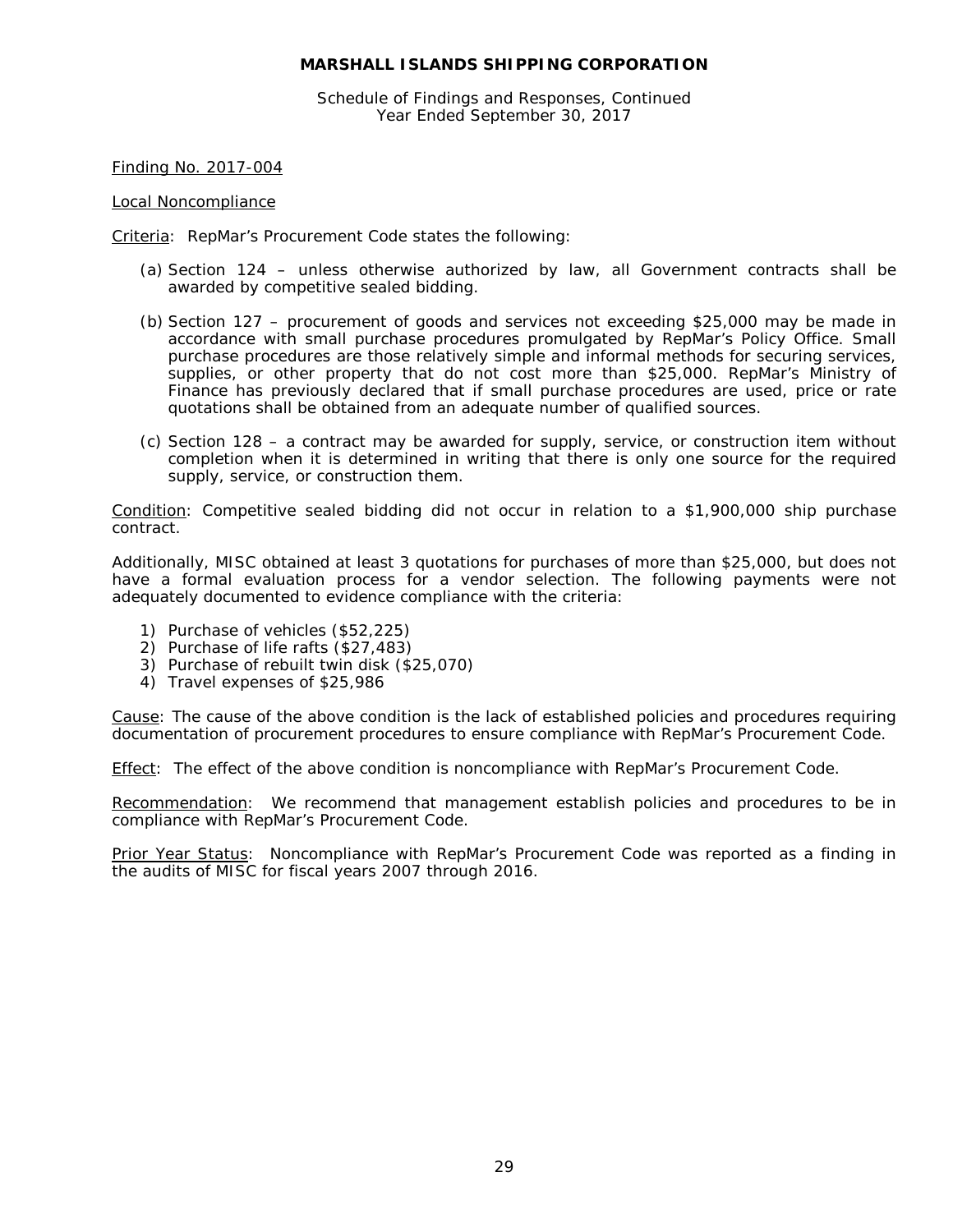# MARSHALL ISLANDS SHIPPING CORPORATION

Schedule of Findings and Responses, Continued
Year Ended September 30, 2017

Finding No. 2017-004

Local Noncompliance

Criteria: RepMar's Procurement Code states the following:

(a) Section 124 – unless otherwise authorized by law, all Government contracts shall be awarded by competitive sealed bidding.

(b) Section 127 – procurement of goods and services not exceeding $25,000 may be made in accordance with small purchase procedures promulgated by RepMar's Policy Office. Small purchase procedures are those relatively simple and informal methods for securing services, supplies, or other property that do not cost more than $25,000. RepMar's Ministry of Finance has previously declared that if small purchase procedures are used, price or rate quotations shall be obtained from an adequate number of qualified sources.

(c) Section 128 – a contract may be awarded for supply, service, or construction item without completion when it is determined in writing that there is only one source for the required supply, service, or construction them.

Condition: Competitive sealed bidding did not occur in relation to a $1,900,000 ship purchase contract.

Additionally, MISC obtained at least 3 quotations for purchases of more than $25,000, but does not have a formal evaluation process for a vendor selection. The following payments were not adequately documented to evidence compliance with the criteria:

1) Purchase of vehicles ($52,225)
2) Purchase of life rafts ($27,483)
3) Purchase of rebuilt twin disk ($25,070)
4) Travel expenses of $25,986

Cause: The cause of the above condition is the lack of established policies and procedures requiring documentation of procurement procedures to ensure compliance with RepMar's Procurement Code.

Effect: The effect of the above condition is noncompliance with RepMar's Procurement Code.

Recommendation: We recommend that management establish policies and procedures to be in compliance with RepMar's Procurement Code.

Prior Year Status: Noncompliance with RepMar's Procurement Code was reported as a finding in the audits of MISC for fiscal years 2007 through 2016.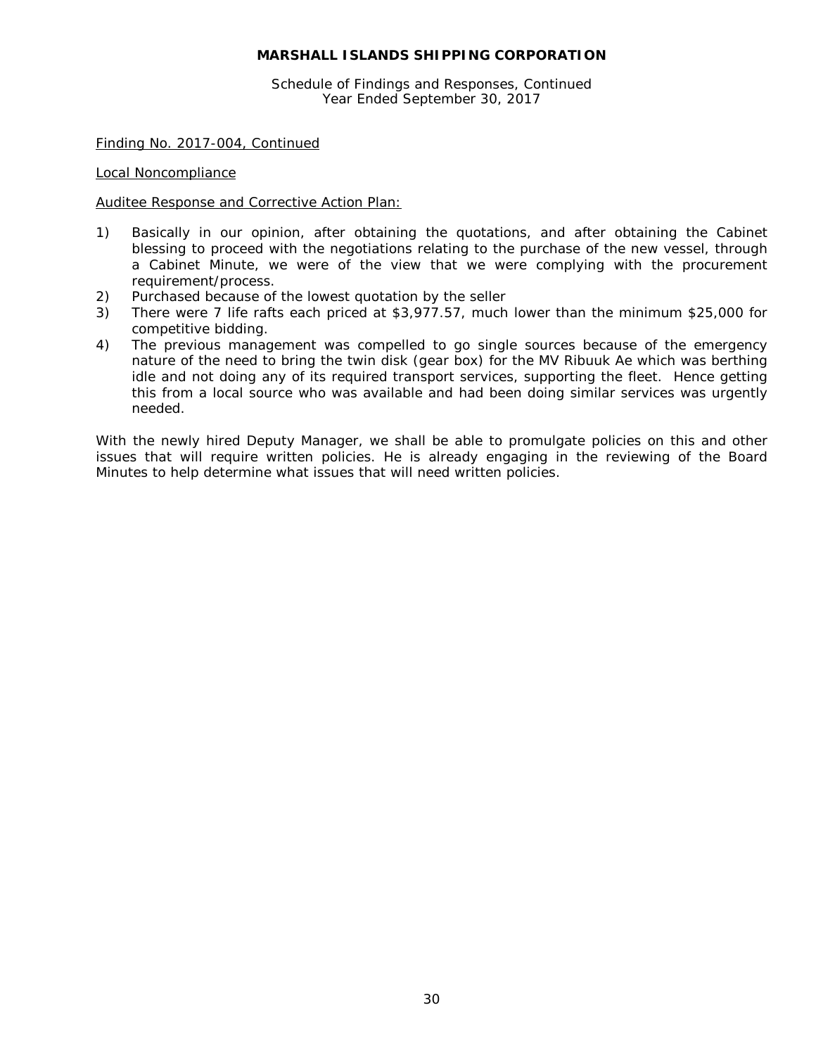**MARSHALL ISLANDS SHIPPING CORPORATION**

Schedule of Findings and Responses, Continued
Year Ended September 30, 2017

Finding No. 2017-004, Continued

Local Noncompliance

Auditee Response and Corrective Action Plan:

1) Basically in our opinion, after obtaining the quotations, and after obtaining the Cabinet blessing to proceed with the negotiations relating to the purchase of the new vessel, through a Cabinet Minute, we were of the view that we were complying with the procurement requirement/process.
2) Purchased because of the lowest quotation by the seller
3) There were 7 life rafts each priced at $3,977.57, much lower than the minimum $25,000 for competitive bidding.
4) The previous management was compelled to go single sources because of the emergency nature of the need to bring the twin disk (gear box) for the MV Ribuuk Ae which was berthing idle and not doing any of its required transport services, supporting the fleet. Hence getting this from a local source who was available and had been doing similar services was urgently needed.

With the newly hired Deputy Manager, we shall be able to promulgate policies on this and other issues that will require written policies. He is already engaging in the reviewing of the Board Minutes to help determine what issues that will need written policies.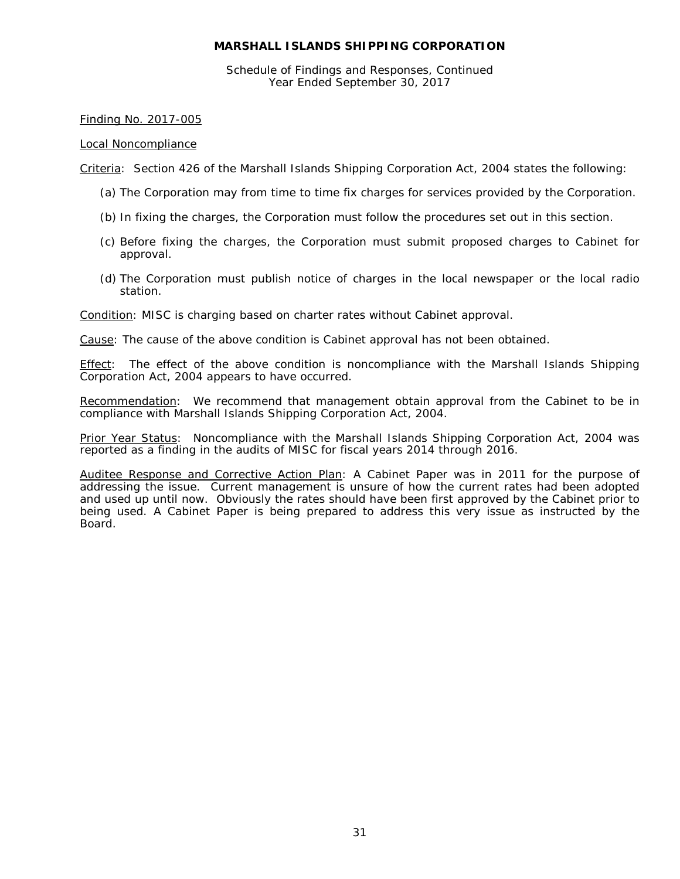**MARSHALL ISLANDS SHIPPING CORPORATION**

Schedule of Findings and Responses, Continued
Year Ended September 30, 2017

Finding No. 2017-005

Local Noncompliance

Criteria: Section 426 of the Marshall Islands Shipping Corporation Act, 2004 states the following:

(a) The Corporation may from time to time fix charges for services provided by the Corporation.

(b) In fixing the charges, the Corporation must follow the procedures set out in this section.

(c) Before fixing the charges, the Corporation must submit proposed charges to Cabinet for approval.

(d) The Corporation must publish notice of charges in the local newspaper or the local radio station.

Condition: MISC is charging based on charter rates without Cabinet approval.

Cause: The cause of the above condition is Cabinet approval has not been obtained.

Effect: The effect of the above condition is noncompliance with the Marshall Islands Shipping Corporation Act, 2004 appears to have occurred.

Recommendation: We recommend that management obtain approval from the Cabinet to be in compliance with Marshall Islands Shipping Corporation Act, 2004.

Prior Year Status: Noncompliance with the Marshall Islands Shipping Corporation Act, 2004 was reported as a finding in the audits of MISC for fiscal years 2014 through 2016.

Auditee Response and Corrective Action Plan: A Cabinet Paper was in 2011 for the purpose of addressing the issue. Current management is unsure of how the current rates had been adopted and used up until now. Obviously the rates should have been first approved by the Cabinet prior to being used. A Cabinet Paper is being prepared to address this very issue as instructed by the Board.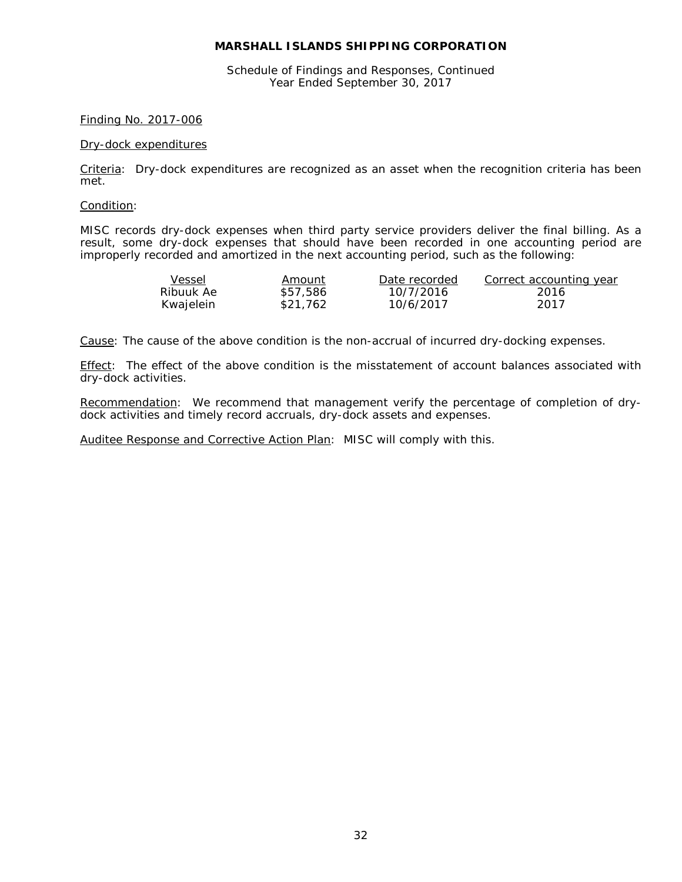**MARSHALL ISLANDS SHIPPING CORPORATION**

Schedule of Findings and Responses, Continued
Year Ended September 30, 2017

Finding No. 2017-006

Dry-dock expenditures

Criteria: Dry-dock expenditures are recognized as an asset when the recognition criteria has been met.

Condition:

MISC records dry-dock expenses when third party service providers deliver the final billing. As a result, some dry-dock expenses that should have been recorded in one accounting period are improperly recorded and amortized in the next accounting period, such as the following:

| Vessel | Amount | Date recorded | Correct accounting year |
|---|---|---|---|
| Ribuuk Ae | $57,586 | 10/7/2016 | 2016 |
| Kwajelein | $21,762 | 10/6/2017 | 2017 |

Cause: The cause of the above condition is the non-accrual of incurred dry-docking expenses.

Effect: The effect of the above condition is the misstatement of account balances associated with dry-dock activities.

Recommendation: We recommend that management verify the percentage of completion of dry-dock activities and timely record accruals, dry-dock assets and expenses.

Auditee Response and Corrective Action Plan: MISC will comply with this.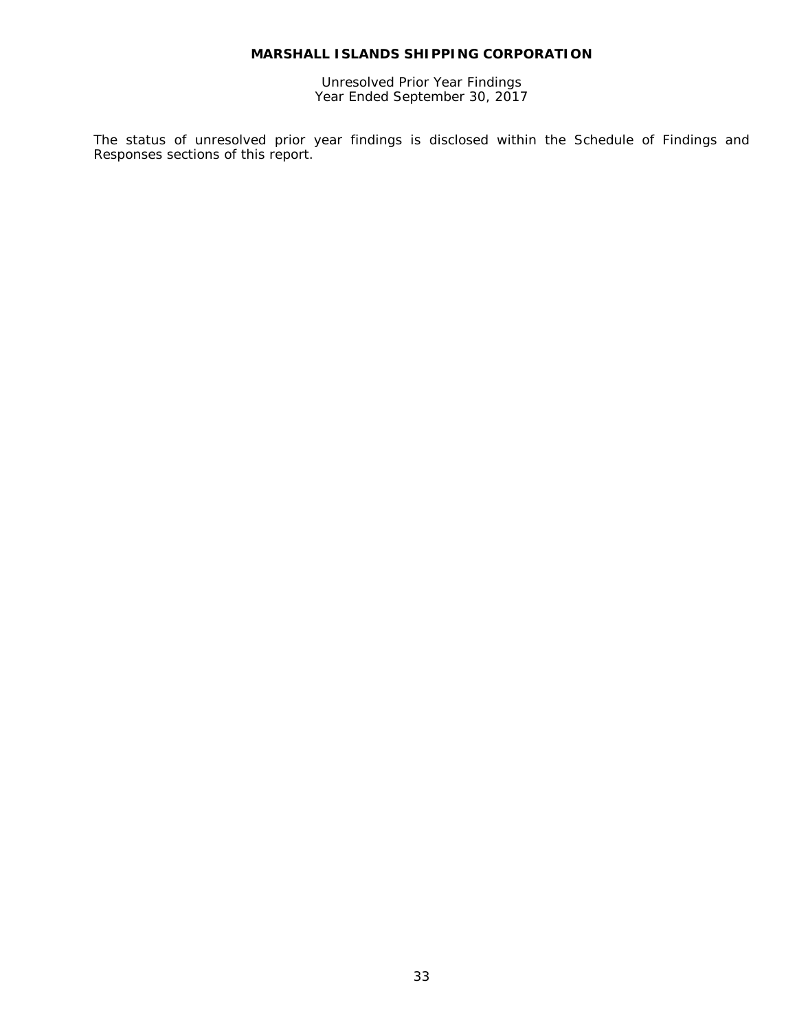# MARSHALL ISLANDS SHIPPING CORPORATION

Unresolved Prior Year Findings
Year Ended September 30, 2017

The status of unresolved prior year findings is disclosed within the Schedule of Findings and Responses sections of this report.